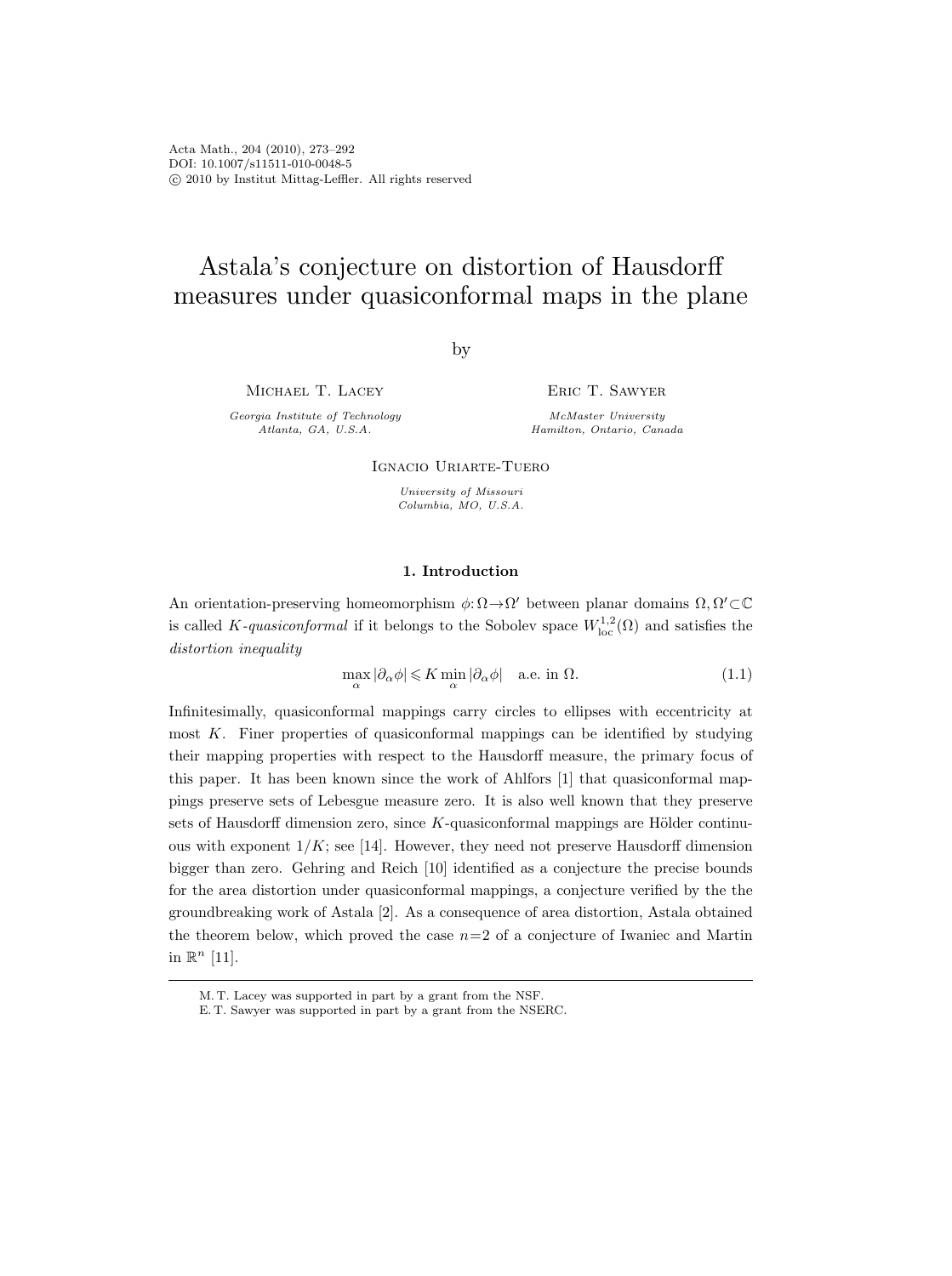# Astala's conjecture on distortion of Hausdorff measures under quasiconformal maps in the plane

by

Michael T. Lacey
*Georgia Institute of Technology*
*Atlanta, GA, U.S.A.*

Eric T. Sawyer
*McMaster University*
*Hamilton, Ontario, Canada*

Ignacio Uriarte-Tuero
*University of Missouri*
*Columbia, MO, U.S.A.*

## 1. Introduction

An orientation-preserving homeomorphism $\phi:\Omega\to\Omega'$ between planar domains $\Omega,\Omega'\subset\mathbb{C}$ is called $K$-*quasiconformal* if it belongs to the Sobolev space $W^{1,2}_{\mathrm{loc}}(\Omega)$ and satisfies the *distortion inequality*

$$\max_\alpha|\partial_\alpha\phi|\leqslant K\min_\alpha|\partial_\alpha\phi|\quad\text{a.e. in }\Omega. \tag{1.1}$$

Infinitesimally, quasiconformal mappings carry circles to ellipses with eccentricity at most $K$. Finer properties of quasiconformal mappings can be identified by studying their mapping properties with respect to the Hausdorff measure, the primary focus of this paper. It has been known since the work of Ahlfors [1] that quasiconformal mappings preserve sets of Lebesgue measure zero. It is also well known that they preserve sets of Hausdorff dimension zero, since $K$-quasiconformal mappings are Hölder continuous with exponent $1/K$; see [14]. However, they need not preserve Hausdorff dimension bigger than zero. Gehring and Reich [10] identified as a conjecture the precise bounds for the area distortion under quasiconformal mappings, a conjecture verified by the the groundbreaking work of Astala [2]. As a consequence of area distortion, Astala obtained the theorem below, which proved the case $n=2$ of a conjecture of Iwaniec and Martin in $\mathbb{R}^n$ [11].

M. T. Lacey was supported in part by a grant from the NSF.
E. T. Sawyer was supported in part by a grant from the NSERC.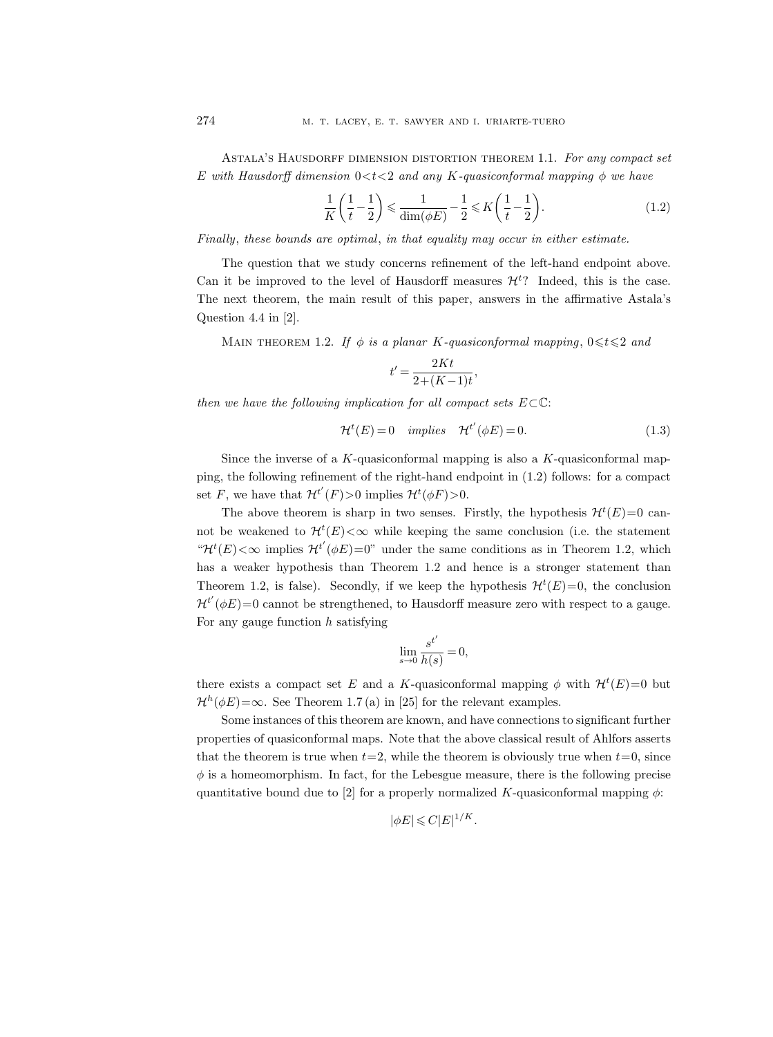Astala's Hausdorff dimension distortion theorem 1.1. *For any compact set $E$ with Hausdorff dimension $0<t<2$ and any $K$-quasiconformal mapping $\phi$ we have*

$$\frac{1}{K}\left(\frac{1}{t}-\frac{1}{2}\right) \leqslant \frac{1}{\dim(\phi E)}-\frac{1}{2} \leqslant K\left(\frac{1}{t}-\frac{1}{2}\right). \tag{1.2}$$

*Finally, these bounds are optimal, in that equality may occur in either estimate.*

The question that we study concerns refinement of the left-hand endpoint above. Can it be improved to the level of Hausdorff measures $\mathcal{H}^t$? Indeed, this is the case. The next theorem, the main result of this paper, answers in the affirmative Astala's Question 4.4 in [2].

Main theorem 1.2. *If $\phi$ is a planar $K$-quasiconformal mapping, $0\leqslant t\leqslant 2$ and*

$$t'=\frac{2Kt}{2+(K-1)t},$$

*then we have the following implication for all compact sets $E\subset\mathbb{C}$:*

$$\mathcal{H}^t(E)=0 \quad \textit{implies} \quad \mathcal{H}^{t'}(\phi E)=0. \tag{1.3}$$

Since the inverse of a $K$-quasiconformal mapping is also a $K$-quasiconformal mapping, the following refinement of the right-hand endpoint in (1.2) follows: for a compact set $F$, we have that $\mathcal{H}^{t'}(F)>0$ implies $\mathcal{H}^t(\phi F)>0$.

The above theorem is sharp in two senses. Firstly, the hypothesis $\mathcal{H}^t(E)=0$ cannot be weakened to $\mathcal{H}^t(E)<\infty$ while keeping the same conclusion (i.e. the statement "$\mathcal{H}^t(E)<\infty$ implies $\mathcal{H}^{t'}(\phi E)=0$" under the same conditions as in Theorem 1.2, which has a weaker hypothesis than Theorem 1.2 and hence is a stronger statement than Theorem 1.2, is false). Secondly, if we keep the hypothesis $\mathcal{H}^t(E)=0$, the conclusion $\mathcal{H}^{t'}(\phi E)=0$ cannot be strengthened, to Hausdorff measure zero with respect to a gauge. For any gauge function $h$ satisfying

$$\lim_{s\to 0}\frac{s^{t'}}{h(s)}=0,$$

there exists a compact set $E$ and a $K$-quasiconformal mapping $\phi$ with $\mathcal{H}^t(E)=0$ but $\mathcal{H}^h(\phi E)=\infty$. See Theorem 1.7 (a) in [25] for the relevant examples.

Some instances of this theorem are known, and have connections to significant further properties of quasiconformal maps. Note that the above classical result of Ahlfors asserts that the theorem is true when $t=2$, while the theorem is obviously true when $t=0$, since $\phi$ is a homeomorphism. In fact, for the Lebesgue measure, there is the following precise quantitative bound due to [2] for a properly normalized $K$-quasiconformal mapping $\phi$:

$$|\phi E|\leqslant C|E|^{1/K}.$$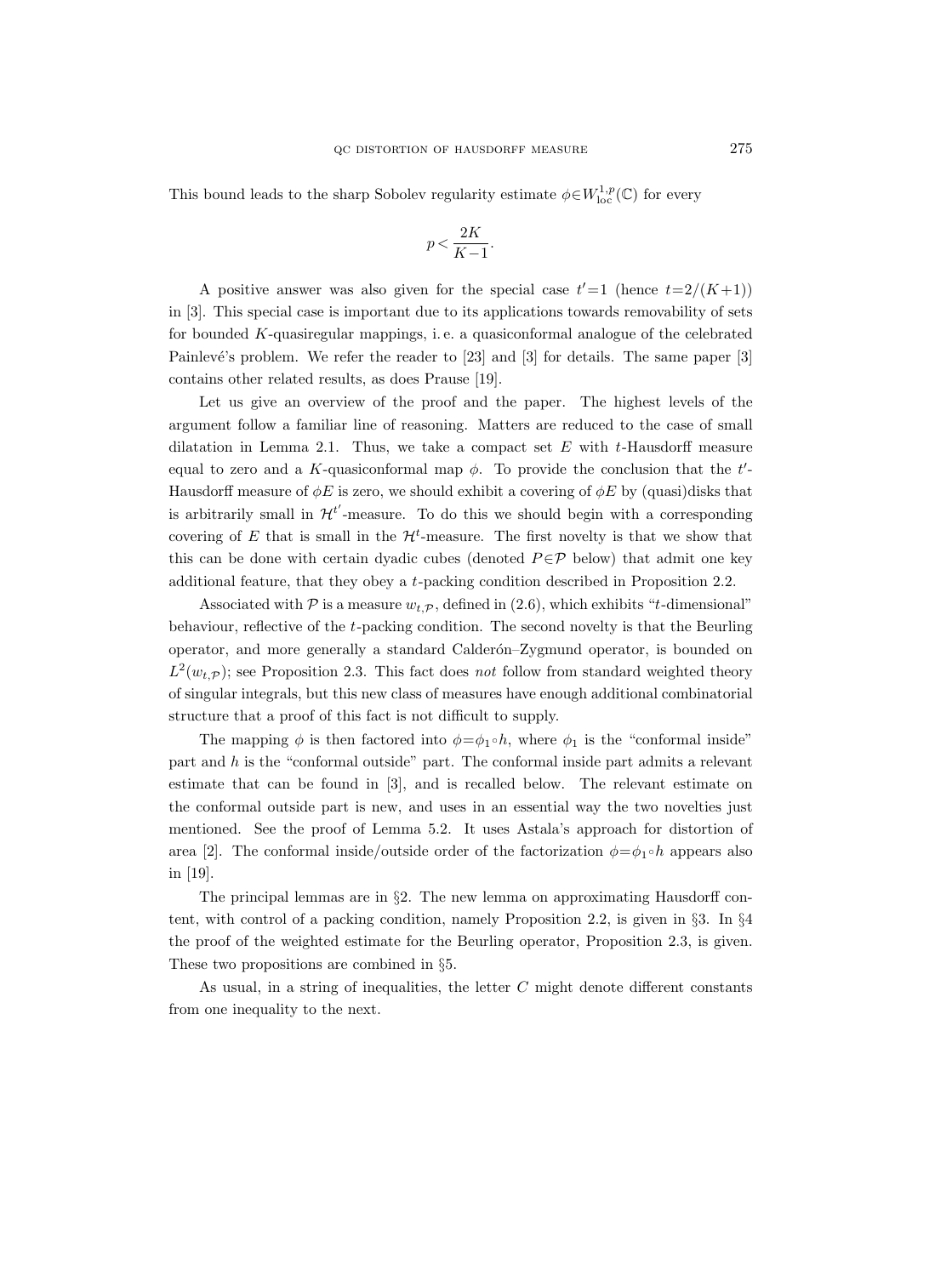This bound leads to the sharp Sobolev regularity estimate $\phi \in W^{1,p}_{\mathrm{loc}}(\mathbb{C})$ for every

$$p < \frac{2K}{K-1}.$$

A positive answer was also given for the special case $t'=1$ (hence $t=2/(K+1)$) in [3]. This special case is important due to its applications towards removability of sets for bounded $K$-quasiregular mappings, i. e. a quasiconformal analogue of the celebrated Painlevé's problem. We refer the reader to [23] and [3] for details. The same paper [3] contains other related results, as does Prause [19].

Let us give an overview of the proof and the paper. The highest levels of the argument follow a familiar line of reasoning. Matters are reduced to the case of small dilatation in Lemma 2.1. Thus, we take a compact set $E$ with $t$-Hausdorff measure equal to zero and a $K$-quasiconformal map $\phi$. To provide the conclusion that the $t'$-Hausdorff measure of $\phi E$ is zero, we should exhibit a covering of $\phi E$ by (quasi)disks that is arbitrarily small in $\mathcal{H}^{t'}$-measure. To do this we should begin with a corresponding covering of $E$ that is small in the $\mathcal{H}^t$-measure. The first novelty is that we show that this can be done with certain dyadic cubes (denoted $P \in \mathcal{P}$ below) that admit one key additional feature, that they obey a $t$-packing condition described in Proposition 2.2.

Associated with $\mathcal{P}$ is a measure $w_{t,\mathcal{P}}$, defined in (2.6), which exhibits "$t$-dimensional" behaviour, reflective of the $t$-packing condition. The second novelty is that the Beurling operator, and more generally a standard Calderón–Zygmund operator, is bounded on $L^2(w_{t,\mathcal{P}})$; see Proposition 2.3. This fact does *not* follow from standard weighted theory of singular integrals, but this new class of measures have enough additional combinatorial structure that a proof of this fact is not difficult to supply.

The mapping $\phi$ is then factored into $\phi = \phi_1 \circ h$, where $\phi_1$ is the "conformal inside" part and $h$ is the "conformal outside" part. The conformal inside part admits a relevant estimate that can be found in [3], and is recalled below. The relevant estimate on the conformal outside part is new, and uses in an essential way the two novelties just mentioned. See the proof of Lemma 5.2. It uses Astala's approach for distortion of area [2]. The conformal inside/outside order of the factorization $\phi = \phi_1 \circ h$ appears also in [19].

The principal lemmas are in §2. The new lemma on approximating Hausdorff content, with control of a packing condition, namely Proposition 2.2, is given in §3. In §4 the proof of the weighted estimate for the Beurling operator, Proposition 2.3, is given. These two propositions are combined in §5.

As usual, in a string of inequalities, the letter $C$ might denote different constants from one inequality to the next.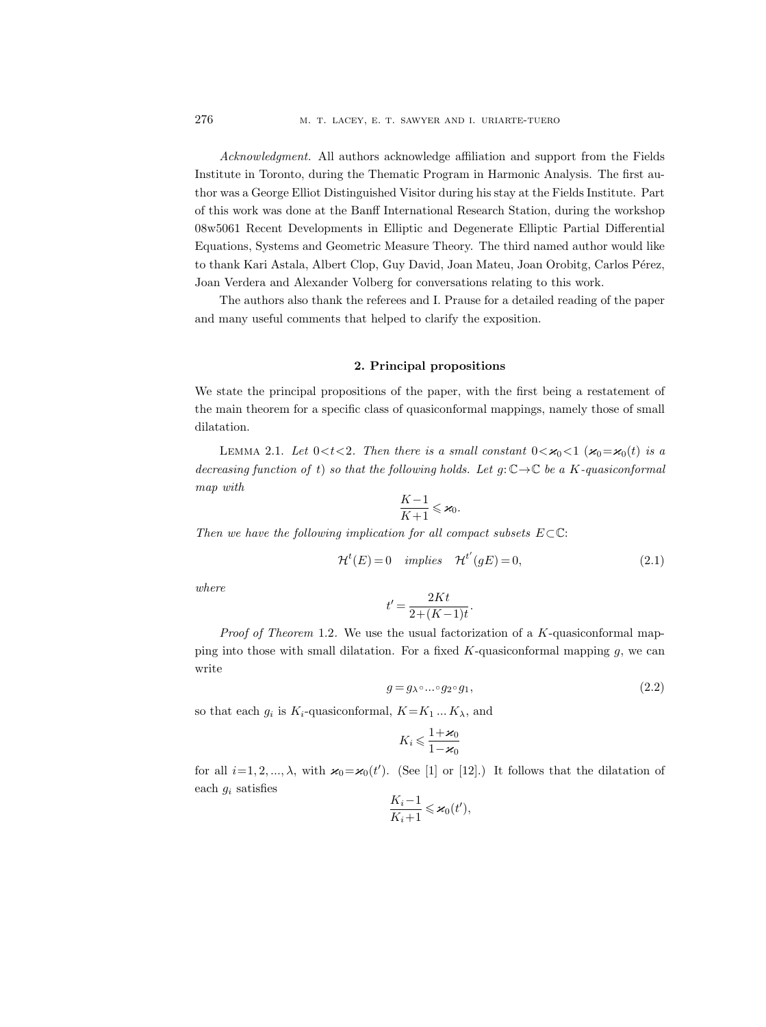*Acknowledgment.* All authors acknowledge affiliation and support from the Fields Institute in Toronto, during the Thematic Program in Harmonic Analysis. The first author was a George Elliot Distinguished Visitor during his stay at the Fields Institute. Part of this work was done at the Banff International Research Station, during the workshop 08w5061 Recent Developments in Elliptic and Degenerate Elliptic Partial Differential Equations, Systems and Geometric Measure Theory. The third named author would like to thank Kari Astala, Albert Clop, Guy David, Joan Mateu, Joan Orobitg, Carlos Pérez, Joan Verdera and Alexander Volberg for conversations relating to this work.

The authors also thank the referees and I. Prause for a detailed reading of the paper and many useful comments that helped to clarify the exposition.

## 2. Principal propositions

We state the principal propositions of the paper, with the first being a restatement of the main theorem for a specific class of quasiconformal mappings, namely those of small dilatation.

Lemma 2.1. *Let $0<t<2$. Then there is a small constant $0<\varkappa_0<1$ ($\varkappa_0=\varkappa_0(t)$ is a decreasing function of $t$) so that the following holds. Let $g:\mathbb{C}\to\mathbb{C}$ be a $K$-quasiconformal map with*

$$\frac{K-1}{K+1}\leqslant \varkappa_0.$$

*Then we have the following implication for all compact subsets $E\subset\mathbb{C}$:*

$$\mathcal{H}^t(E)=0 \quad \textit{implies} \quad \mathcal{H}^{t'}(gE)=0, \tag{2.1}$$

*where*

$$t'=\frac{2Kt}{2+(K-1)t}.$$

*Proof of Theorem* 1.2. We use the usual factorization of a $K$-quasiconformal mapping into those with small dilatation. For a fixed $K$-quasiconformal mapping $g$, we can write

$$g=g_\lambda\circ\ldots\circ g_2\circ g_1, \tag{2.2}$$

so that each $g_i$ is $K_i$-quasiconformal, $K=K_1\ldots K_\lambda$, and

$$K_i\leqslant\frac{1+\varkappa_0}{1-\varkappa_0}$$

for all $i=1,2,\ldots,\lambda$, with $\varkappa_0=\varkappa_0(t')$. (See [1] or [12].) It follows that the dilatation of each $g_i$ satisfies

$$\frac{K_i-1}{K_i+1}\leqslant\varkappa_0(t'),$$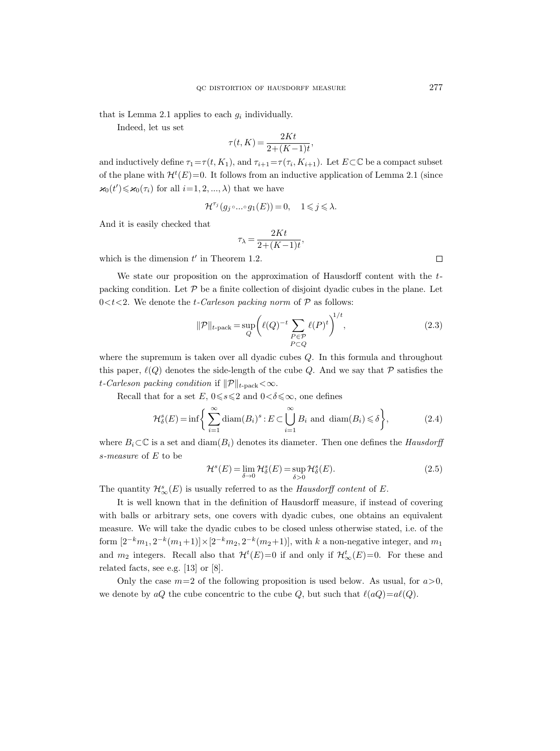that is Lemma 2.1 applies to each $g_i$ individually.

Indeed, let us set

$$\tau(t,K)=\frac{2Kt}{2+(K-1)t},$$

and inductively define $\tau_1=\tau(t,K_1)$, and $\tau_{i+1}=\tau(\tau_i,K_{i+1})$. Let $E\subset\mathbb{C}$ be a compact subset of the plane with $\mathcal{H}^t(E)=0$. It follows from an inductive application of Lemma 2.1 (since $\varkappa_0(t')\leqslant\varkappa_0(\tau_i)$ for all $i=1,2,\ldots,\lambda$) that we have

$$\mathcal{H}^{\tau_j}(g_j\circ\ldots\circ g_1(E))=0,\quad 1\leqslant j\leqslant\lambda.$$

And it is easily checked that

$$\tau_\lambda=\frac{2Kt}{2+(K-1)t},$$

which is the dimension $t'$ in Theorem 1.2. $\square$

We state our proposition on the approximation of Hausdorff content with the $t$-packing condition. Let $\mathcal{P}$ be a finite collection of disjoint dyadic cubes in the plane. Let $0<t<2$. We denote the *$t$-Carleson packing norm* of $\mathcal{P}$ as follows:

$$\|\mathcal{P}\|_{t\text{-pack}}=\sup_Q\biggl(\ell(Q)^{-t}\sum_{\substack{P\in\mathcal{P}\\ P\subset Q}}\ell(P)^t\biggr)^{1/t},\tag{2.3}$$

where the supremum is taken over all dyadic cubes $Q$. In this formula and throughout this paper, $\ell(Q)$ denotes the side-length of the cube $Q$. And we say that $\mathcal{P}$ satisfies the *$t$-Carleson packing condition* if $\|\mathcal{P}\|_{t\text{-pack}}<\infty$.

Recall that for a set $E$, $0\leqslant s\leqslant 2$ and $0<\delta\leqslant\infty$, one defines

$$\mathcal{H}^s_\delta(E)=\inf\biggl\{\sum_{i=1}^\infty\operatorname{diam}(B_i)^s:E\subset\bigcup_{i=1}^\infty B_i\text{ and }\operatorname{diam}(B_i)\leqslant\delta\biggr\},\tag{2.4}$$

where $B_i\subset\mathbb{C}$ is a set and $\operatorname{diam}(B_i)$ denotes its diameter. Then one defines the *Hausdorff $s$-measure* of $E$ to be

$$\mathcal{H}^s(E)=\lim_{\delta\to0}\mathcal{H}^s_\delta(E)=\sup_{\delta>0}\mathcal{H}^s_\delta(E).\tag{2.5}$$

The quantity $\mathcal{H}^s_\infty(E)$ is usually referred to as the *Hausdorff content* of $E$.

It is well known that in the definition of Hausdorff measure, if instead of covering with balls or arbitrary sets, one covers with dyadic cubes, one obtains an equivalent measure. We will take the dyadic cubes to be closed unless otherwise stated, i.e. of the form $[2^{-k}m_1,2^{-k}(m_1+1)]\times[2^{-k}m_2,2^{-k}(m_2+1)]$, with $k$ a non-negative integer, and $m_1$ and $m_2$ integers. Recall also that $\mathcal{H}^t(E)=0$ if and only if $\mathcal{H}^t_\infty(E)=0$. For these and related facts, see e.g. [13] or [8].

Only the case $m=2$ of the following proposition is used below. As usual, for $a>0$, we denote by $aQ$ the cube concentric to the cube $Q$, but such that $\ell(aQ)=a\ell(Q)$.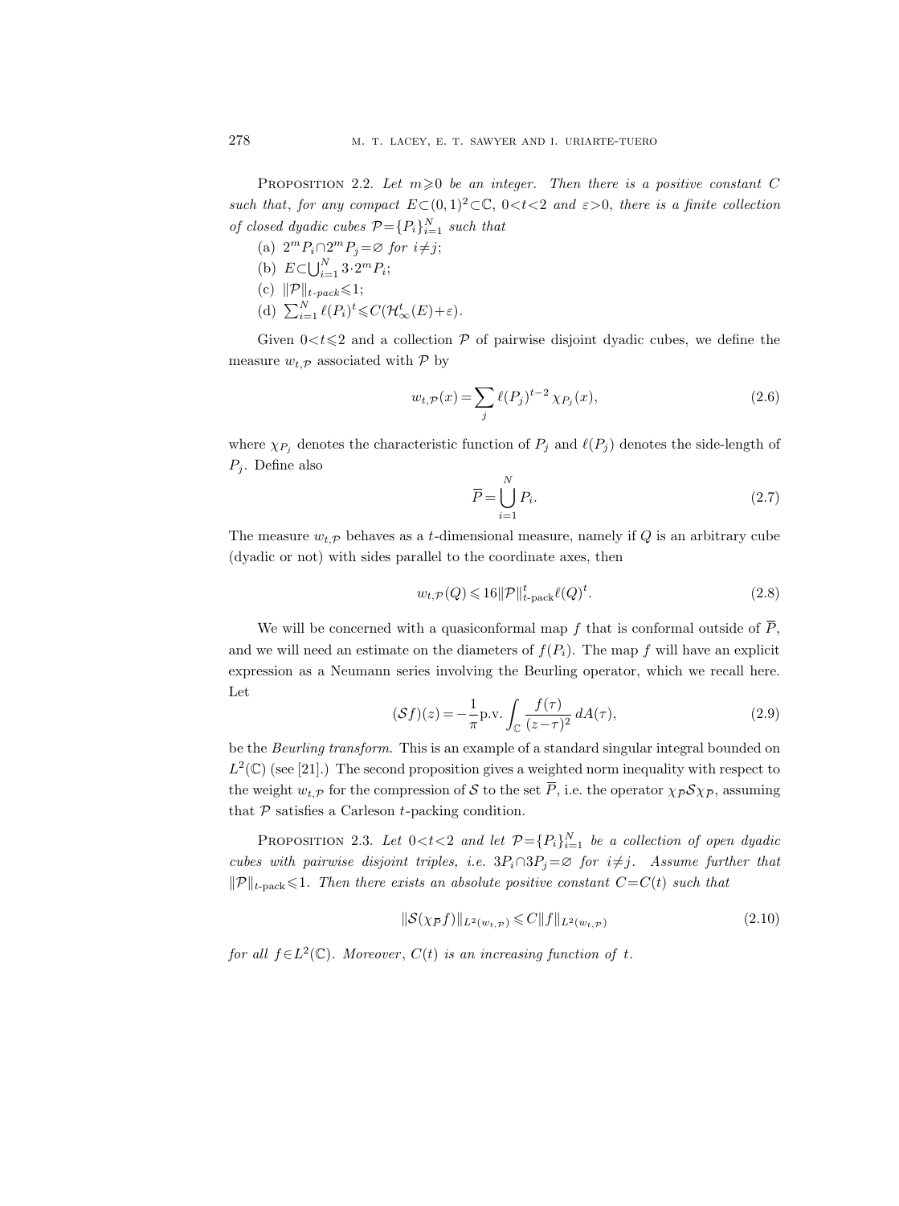Proposition 2.2. *Let $m \geqslant 0$ be an integer. Then there is a positive constant $C$ such that, for any compact $E \subset (0,1)^2 \subset \mathbb{C}$, $0<t<2$ and $\varepsilon>0$, there is a finite collection of closed dyadic cubes $\mathcal{P}=\{P_i\}_{i=1}^N$ such that*

(a) $2^m P_i \cap 2^m P_j = \varnothing$ *for* $i \neq j$;

(b) $E \subset \bigcup_{i=1}^N 3 \cdot 2^m P_i$;

(c) $\|\mathcal{P}\|_{t\text{-}pack} \leqslant 1$;

(d) $\sum_{i=1}^N \ell(P_i)^t \leqslant C(\mathcal{H}_\infty^t(E)+\varepsilon)$.

Given $0<t\leqslant 2$ and a collection $\mathcal{P}$ of pairwise disjoint dyadic cubes, we define the measure $w_{t,\mathcal{P}}$ associated with $\mathcal{P}$ by

$$w_{t,\mathcal{P}}(x) = \sum_j \ell(P_j)^{t-2} \chi_{P_j}(x), \tag{2.6}$$

where $\chi_{P_j}$ denotes the characteristic function of $P_j$ and $\ell(P_j)$ denotes the side-length of $P_j$. Define also

$$\overline{P} = \bigcup_{i=1}^N P_i. \tag{2.7}$$

The measure $w_{t,\mathcal{P}}$ behaves as a $t$-dimensional measure, namely if $Q$ is an arbitrary cube (dyadic or not) with sides parallel to the coordinate axes, then

$$w_{t,\mathcal{P}}(Q) \leqslant 16\|\mathcal{P}\|_{t\text{-pack}}^t \ell(Q)^t. \tag{2.8}$$

We will be concerned with a quasiconformal map $f$ that is conformal outside of $\overline{P}$, and we will need an estimate on the diameters of $f(P_i)$. The map $f$ will have an explicit expression as a Neumann series involving the Beurling operator, which we recall here. Let

$$(\mathcal{S}f)(z) = -\frac{1}{\pi}\text{p.v.}\int_{\mathbb{C}} \frac{f(\tau)}{(z-\tau)^2}\, dA(\tau), \tag{2.9}$$

be the *Beurling transform*. This is an example of a standard singular integral bounded on $L^2(\mathbb{C})$ (see [21].) The second proposition gives a weighted norm inequality with respect to the weight $w_{t,\mathcal{P}}$ for the compression of $\mathcal{S}$ to the set $\overline{P}$, i.e. the operator $\chi_{\overline{P}}\mathcal{S}\chi_{\overline{P}}$, assuming that $\mathcal{P}$ satisfies a Carleson $t$-packing condition.

Proposition 2.3. *Let $0<t<2$ and let $\mathcal{P}=\{P_i\}_{i=1}^N$ be a collection of open dyadic cubes with pairwise disjoint triples, i.e. $3P_i \cap 3P_j = \varnothing$ for $i \neq j$. Assume further that $\|\mathcal{P}\|_{t\text{-pack}} \leqslant 1$. Then there exists an absolute positive constant $C=C(t)$ such that*

$$\|\mathcal{S}(\chi_{\overline{P}} f)\|_{L^2(w_{t,\mathcal{P}})} \leqslant C\|f\|_{L^2(w_{t,\mathcal{P}})} \tag{2.10}$$

*for all $f \in L^2(\mathbb{C})$. Moreover, $C(t)$ is an increasing function of $t$.*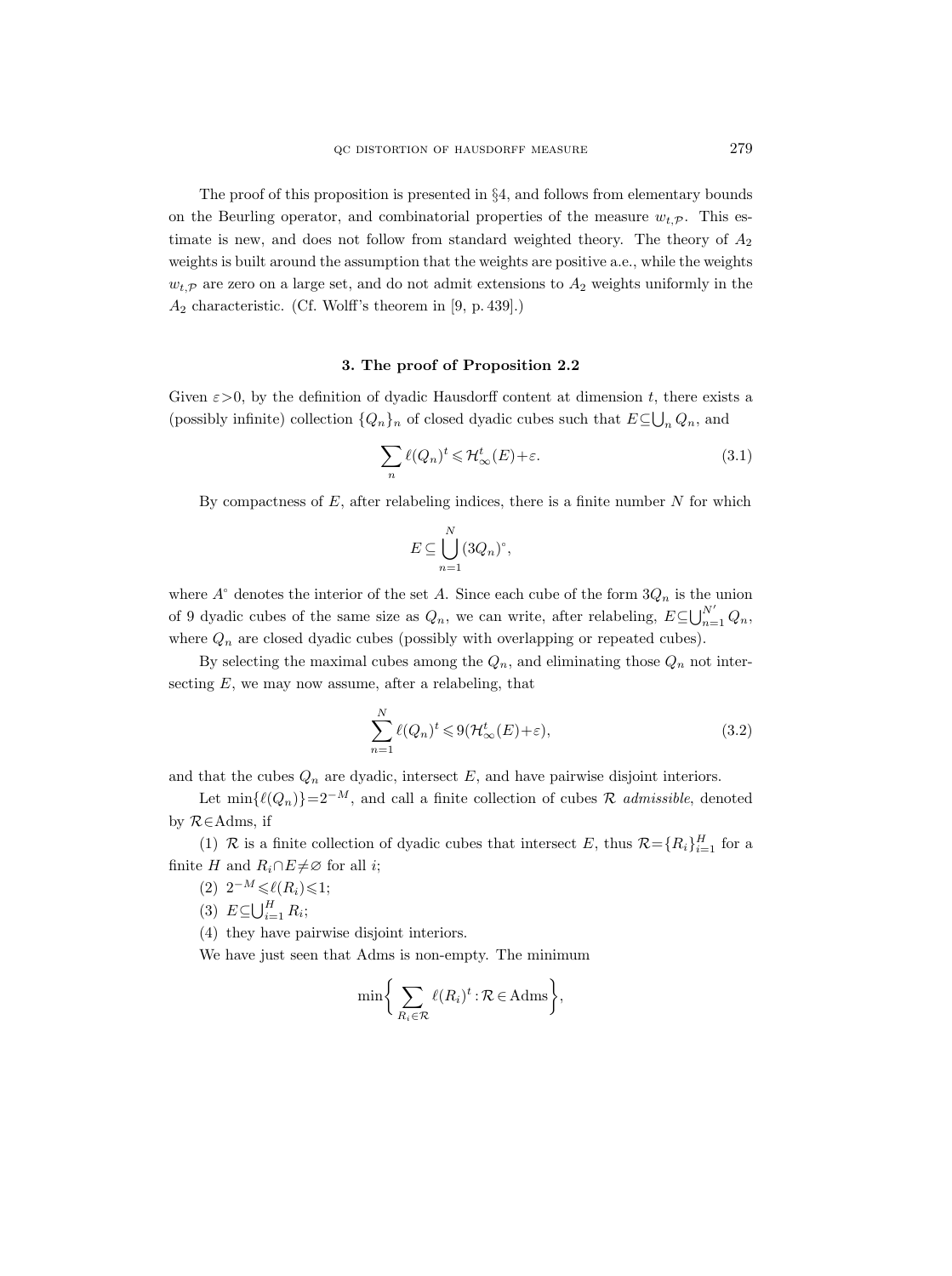The proof of this proposition is presented in §4, and follows from elementary bounds on the Beurling operator, and combinatorial properties of the measure $w_{t,\mathcal{P}}$. This estimate is new, and does not follow from standard weighted theory. The theory of $A_2$ weights is built around the assumption that the weights are positive a.e., while the weights $w_{t,\mathcal{P}}$ are zero on a large set, and do not admit extensions to $A_2$ weights uniformly in the $A_2$ characteristic. (Cf. Wolff's theorem in [9, p. 439].)

## 3. The proof of Proposition 2.2

Given $\varepsilon>0$, by the definition of dyadic Hausdorff content at dimension $t$, there exists a (possibly infinite) collection $\{Q_n\}_n$ of closed dyadic cubes such that $E\subseteq\bigcup_n Q_n$, and

$$\sum_n \ell(Q_n)^t \leqslant \mathcal{H}^t_\infty(E)+\varepsilon. \tag{3.1}$$

By compactness of $E$, after relabeling indices, there is a finite number $N$ for which

$$E\subseteq \bigcup_{n=1}^{N}(3Q_n)^\circ,$$

where $A^\circ$ denotes the interior of the set $A$. Since each cube of the form $3Q_n$ is the union of 9 dyadic cubes of the same size as $Q_n$, we can write, after relabeling, $E\subseteq\bigcup_{n=1}^{N'} Q_n$, where $Q_n$ are closed dyadic cubes (possibly with overlapping or repeated cubes).

By selecting the maximal cubes among the $Q_n$, and eliminating those $Q_n$ not intersecting $E$, we may now assume, after a relabeling, that

$$\sum_{n=1}^{N} \ell(Q_n)^t \leqslant 9(\mathcal{H}^t_\infty(E)+\varepsilon), \tag{3.2}$$

and that the cubes $Q_n$ are dyadic, intersect $E$, and have pairwise disjoint interiors.

Let $\min\{\ell(Q_n)\}=2^{-M}$, and call a finite collection of cubes $\mathcal{R}$ *admissible*, denoted by $\mathcal{R}\in\mathrm{Adms}$, if

(1) $\mathcal{R}$ is a finite collection of dyadic cubes that intersect $E$, thus $\mathcal{R}=\{R_i\}_{i=1}^H$ for a finite $H$ and $R_i\cap E\neq\varnothing$ for all $i$;

(2) $2^{-M}\leqslant\ell(R_i)\leqslant 1$;

(3) $E\subseteq\bigcup_{i=1}^H R_i$;

(4) they have pairwise disjoint interiors.

We have just seen that Adms is non-empty. The minimum

$$\min\biggl\{\sum_{R_i\in\mathcal{R}} \ell(R_i)^t : \mathcal{R}\in\mathrm{Adms}\biggr\},$$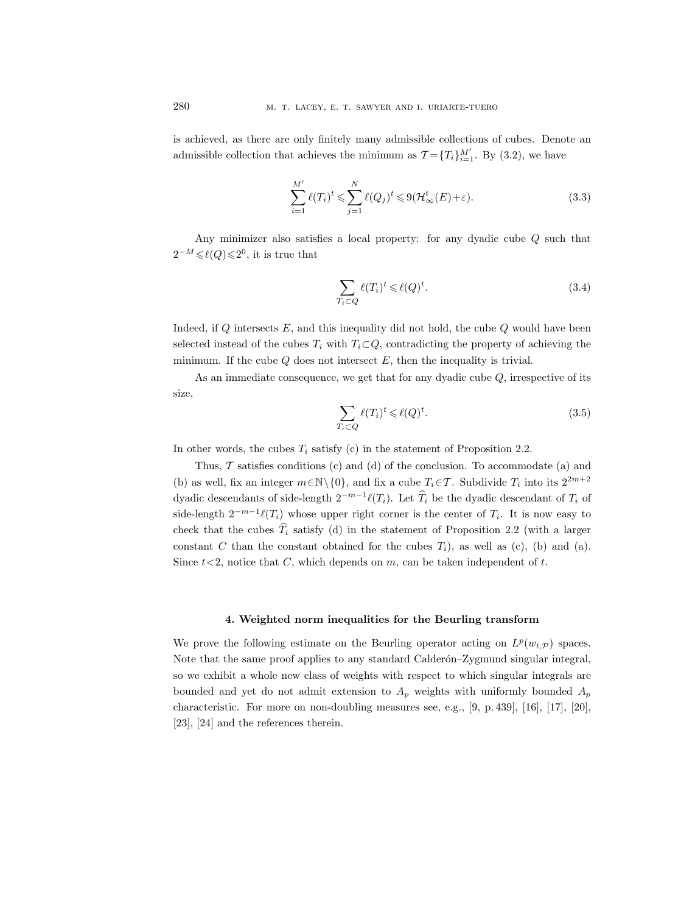is achieved, as there are only finitely many admissible collections of cubes. Denote an admissible collection that achieves the minimum as $\mathcal{T}=\{T_i\}_{i=1}^{M'}$. By (3.2), we have

$$\sum_{i=1}^{M'} \ell(T_i)^t \leqslant \sum_{j=1}^{N} \ell(Q_j)^t \leqslant 9(\mathcal{H}^t_\infty(E)+\varepsilon). \tag{3.3}$$

Any minimizer also satisfies a local property: for any dyadic cube $Q$ such that $2^{-M}\leqslant\ell(Q)\leqslant 2^0$, it is true that

$$\sum_{T_i\subset Q} \ell(T_i)^t \leqslant \ell(Q)^t. \tag{3.4}$$

Indeed, if $Q$ intersects $E$, and this inequality did not hold, the cube $Q$ would have been selected instead of the cubes $T_i$ with $T_i\subset Q$, contradicting the property of achieving the minimum. If the cube $Q$ does not intersect $E$, then the inequality is trivial.

As an immediate consequence, we get that for any dyadic cube $Q$, irrespective of its size,

$$\sum_{T_i\subset Q} \ell(T_i)^t \leqslant \ell(Q)^t. \tag{3.5}$$

In other words, the cubes $T_i$ satisfy (c) in the statement of Proposition 2.2.

Thus, $\mathcal{T}$ satisfies conditions (c) and (d) of the conclusion. To accommodate (a) and (b) as well, fix an integer $m\in\mathbb{N}\setminus\{0\}$, and fix a cube $T_i\in\mathcal{T}$. Subdivide $T_i$ into its $2^{2m+2}$ dyadic descendants of side-length $2^{-m-1}\ell(T_i)$. Let $\widehat{T}_i$ be the dyadic descendant of $T_i$ of side-length $2^{-m-1}\ell(T_i)$ whose upper right corner is the center of $T_i$. It is now easy to check that the cubes $\widehat{T}_i$ satisfy (d) in the statement of Proposition 2.2 (with a larger constant $C$ than the constant obtained for the cubes $T_i$), as well as (c), (b) and (a). Since $t<2$, notice that $C$, which depends on $m$, can be taken independent of $t$.

## 4. Weighted norm inequalities for the Beurling transform

We prove the following estimate on the Beurling operator acting on $L^p(w_{t,\mathcal{P}})$ spaces. Note that the same proof applies to any standard Calderón–Zygmund singular integral, so we exhibit a whole new class of weights with respect to which singular integrals are bounded and yet do not admit extension to $A_p$ weights with uniformly bounded $A_p$ characteristic. For more on non-doubling measures see, e.g., [9, p. 439], [16], [17], [20], [23], [24] and the references therein.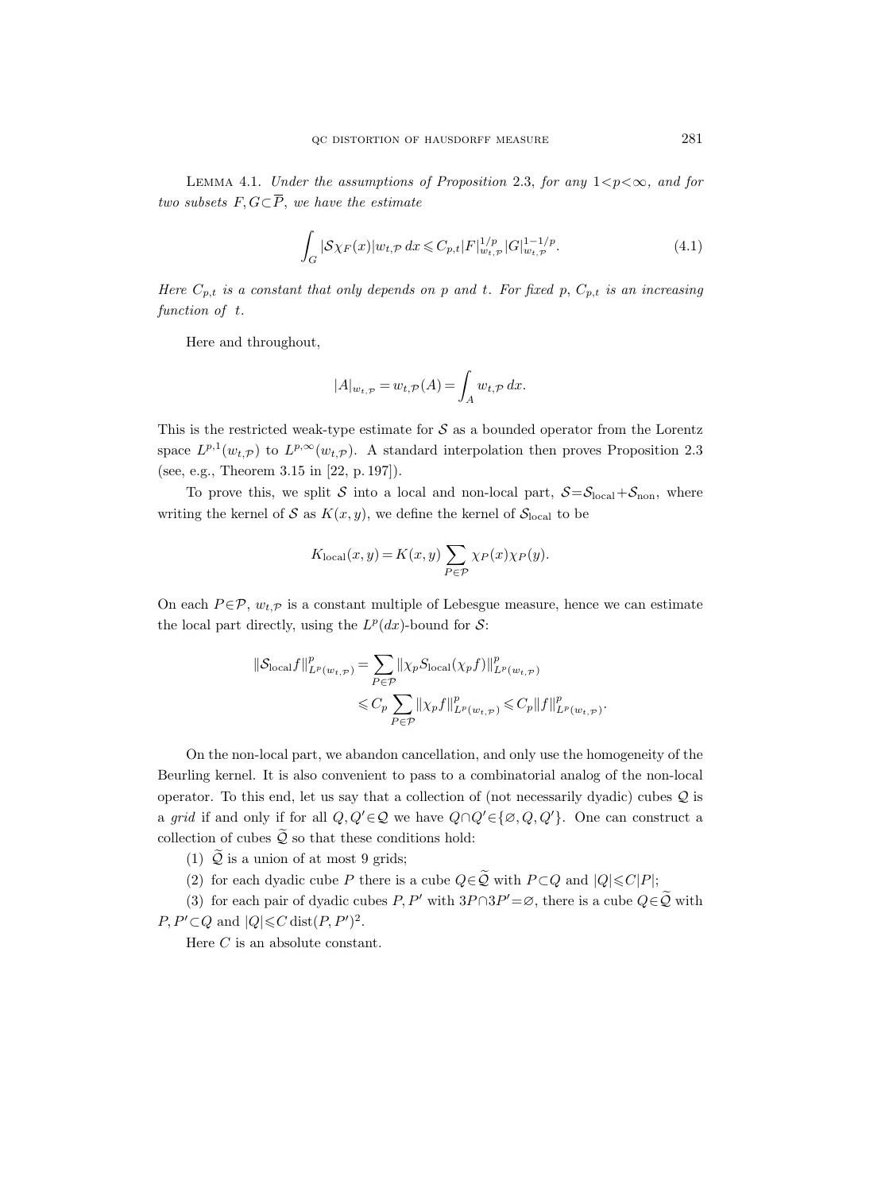Lemma 4.1. *Under the assumptions of Proposition* 2.3, *for any* $1<p<\infty$, *and for two subsets* $F, G \subset \overline{P}$, *we have the estimate*

$$\int_G |\mathcal{S}\chi_F(x)| w_{t,\mathcal{P}}\, dx \leqslant C_{p,t} |F|_{w_{t,\mathcal{P}}}^{1/p} |G|_{w_{t,\mathcal{P}}}^{1-1/p}. \tag{4.1}$$

*Here* $C_{p,t}$ *is a constant that only depends on* $p$ *and* $t$. *For fixed* $p$, $C_{p,t}$ *is an increasing function of* $t$.

Here and throughout,

$$|A|_{w_{t,\mathcal{P}}} = w_{t,\mathcal{P}}(A) = \int_A w_{t,\mathcal{P}}\, dx.$$

This is the restricted weak-type estimate for $\mathcal{S}$ as a bounded operator from the Lorentz space $L^{p,1}(w_{t,\mathcal{P}})$ to $L^{p,\infty}(w_{t,\mathcal{P}})$. A standard interpolation then proves Proposition 2.3 (see, e.g., Theorem 3.15 in [22, p. 197]).

To prove this, we split $\mathcal{S}$ into a local and non-local part, $\mathcal{S}=\mathcal{S}_{\text{local}}+\mathcal{S}_{\text{non}}$, where writing the kernel of $\mathcal{S}$ as $K(x,y)$, we define the kernel of $\mathcal{S}_{\text{local}}$ to be

$$K_{\text{local}}(x,y) = K(x,y) \sum_{P\in\mathcal{P}} \chi_P(x)\chi_P(y).$$

On each $P\in\mathcal{P}$, $w_{t,\mathcal{P}}$ is a constant multiple of Lebesgue measure, hence we can estimate the local part directly, using the $L^p(dx)$-bound for $\mathcal{S}$:

$$\begin{aligned}
\|\mathcal{S}_{\text{local}} f\|_{L^p(w_{t,\mathcal{P}})}^p &= \sum_{P\in\mathcal{P}} \|\chi_P S_{\text{local}}(\chi_P f)\|_{L^p(w_{t,\mathcal{P}})}^p \\
&\leqslant C_p \sum_{P\in\mathcal{P}} \|\chi_P f\|_{L^p(w_{t,\mathcal{P}})}^p \leqslant C_p \|f\|_{L^p(w_{t,\mathcal{P}})}^p.
\end{aligned}$$

On the non-local part, we abandon cancellation, and only use the homogeneity of the Beurling kernel. It is also convenient to pass to a combinatorial analog of the non-local operator. To this end, let us say that a collection of (not necessarily dyadic) cubes $\mathcal{Q}$ is a *grid* if and only if for all $Q, Q' \in \mathcal{Q}$ we have $Q\cap Q' \in \{\varnothing, Q, Q'\}$. One can construct a collection of cubes $\widetilde{\mathcal{Q}}$ so that these conditions hold:

(1) $\widetilde{\mathcal{Q}}$ is a union of at most 9 grids;

(2) for each dyadic cube $P$ there is a cube $Q\in\widetilde{\mathcal{Q}}$ with $P\subset Q$ and $|Q|\leqslant C|P|$;

(3) for each pair of dyadic cubes $P, P'$ with $3P\cap 3P'=\varnothing$, there is a cube $Q\in\widetilde{\mathcal{Q}}$ with $P, P'\subset Q$ and $|Q|\leqslant C\operatorname{dist}(P,P')^2$.

Here $C$ is an absolute constant.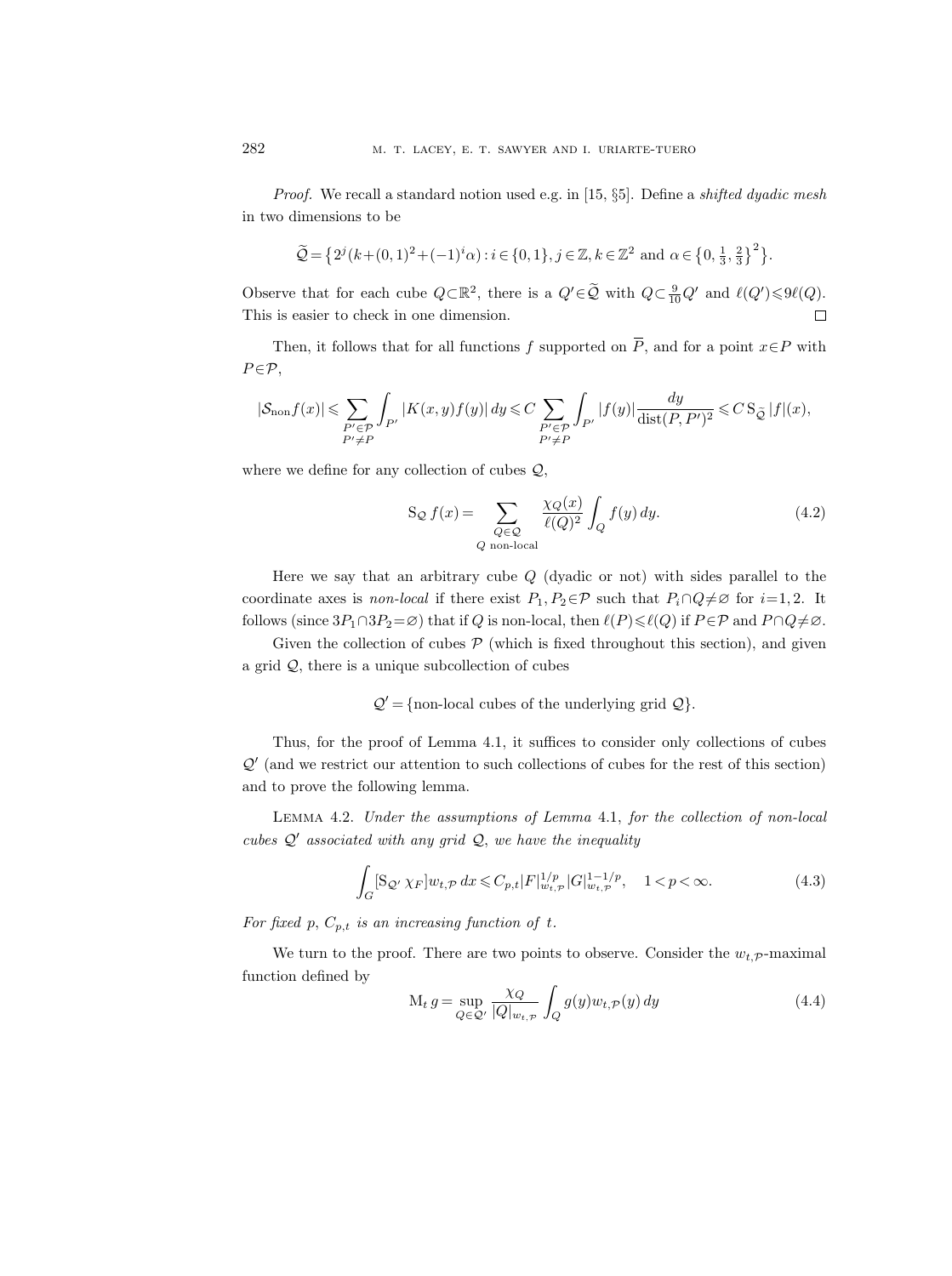*Proof.* We recall a standard notion used e.g. in [15, §5]. Define a *shifted dyadic mesh* in two dimensions to be

$$\widetilde{\mathcal{Q}} = \bigl\{ 2^j (k + (0,1)^2 + (-1)^i \alpha) : i \in \{0,1\}, j \in \mathbb{Z}, k \in \mathbb{Z}^2 \text{ and } \alpha \in \bigl\{0, \tfrac{1}{3}, \tfrac{2}{3}\bigr\}^2 \bigr\}.$$

Observe that for each cube $Q \subset \mathbb{R}^2$, there is a $Q' \in \widetilde{\mathcal{Q}}$ with $Q \subset \frac{9}{10} Q'$ and $\ell(Q') \leqslant 9\ell(Q)$. This is easier to check in one dimension. $\square$

Then, it follows that for all functions $f$ supported on $\overline{P}$, and for a point $x \in P$ with $P \in \mathcal{P}$,

$$|\mathcal{S}_{\text{non}} f(x)| \leqslant \sum_{\substack{P' \in \mathcal{P} \\ P' \neq P}} \int_{P'} |K(x,y) f(y)|\, dy \leqslant C \sum_{\substack{P' \in \mathcal{P} \\ P' \neq P}} \int_{P'} |f(y)| \frac{dy}{\operatorname{dist}(P,P')^2} \leqslant C\, \mathrm{S}_{\widetilde{\mathcal{Q}}}\, |f|(x),$$

where we define for any collection of cubes $\mathcal{Q}$,

$$\mathrm{S}_{\mathcal{Q}}\, f(x) = \sum_{\substack{Q \in \mathcal{Q} \\ Q \text{ non-local}}} \frac{\chi_Q(x)}{\ell(Q)^2} \int_Q f(y)\, dy. \tag{4.2}$$

Here we say that an arbitrary cube $Q$ (dyadic or not) with sides parallel to the coordinate axes is *non-local* if there exist $P_1, P_2 \in \mathcal{P}$ such that $P_i \cap Q \neq \varnothing$ for $i=1,2$. It follows (since $3P_1 \cap 3P_2 = \varnothing$) that if $Q$ is non-local, then $\ell(P) \leqslant \ell(Q)$ if $P \in \mathcal{P}$ and $P \cap Q \neq \varnothing$.

Given the collection of cubes $\mathcal{P}$ (which is fixed throughout this section), and given a grid $\mathcal{Q}$, there is a unique subcollection of cubes

$$\mathcal{Q}' = \{\text{non-local cubes of the underlying grid } \mathcal{Q}\}.$$

Thus, for the proof of Lemma 4.1, it suffices to consider only collections of cubes $\mathcal{Q}'$ (and we restrict our attention to such collections of cubes for the rest of this section) and to prove the following lemma.

Lemma 4.2. *Under the assumptions of Lemma* 4.1, *for the collection of non-local cubes $\mathcal{Q}'$ associated with any grid $\mathcal{Q}$, we have the inequality*

$$\int_G [\mathrm{S}_{\mathcal{Q}'}\, \chi_F] w_{t,\mathcal{P}}\, dx \leqslant C_{p,t} |F|_{w_{t,\mathcal{P}}}^{1/p} |G|_{w_{t,\mathcal{P}}}^{1-1/p}, \quad 1 < p < \infty. \tag{4.3}$$

*For fixed $p$, $C_{p,t}$ is an increasing function of $t$.*

We turn to the proof. There are two points to observe. Consider the $w_{t,\mathcal{P}}$-maximal function defined by

$$\mathrm{M}_t\, g = \sup_{Q \in \mathcal{Q}'} \frac{\chi_Q}{|Q|_{w_{t,\mathcal{P}}}} \int_Q g(y) w_{t,\mathcal{P}}(y)\, dy \tag{4.4}$$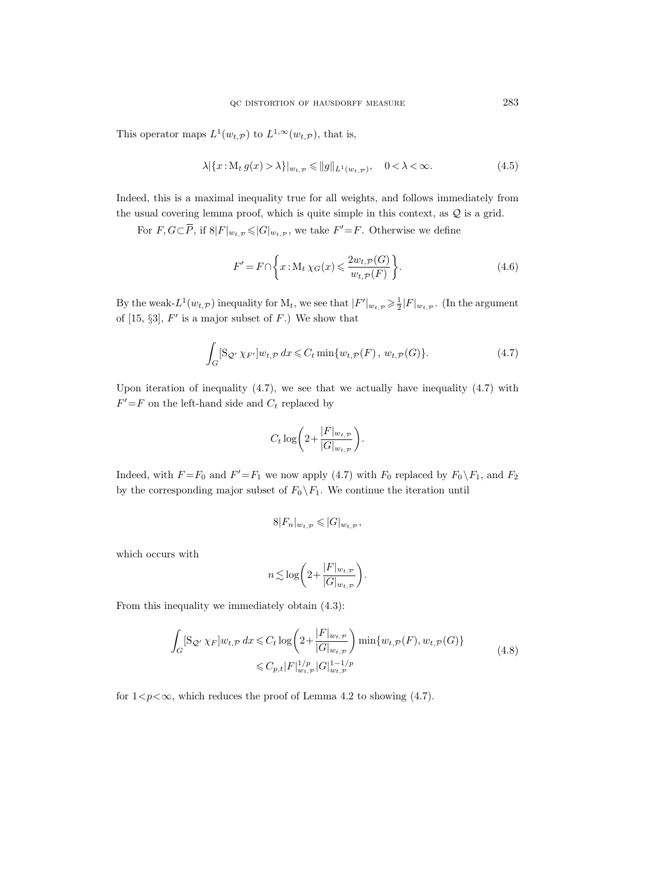This operator maps $L^1(w_{t,\mathcal{P}})$ to $L^{1,\infty}(w_{t,\mathcal{P}})$, that is,

$$\lambda|\{x : \mathrm{M}_t\, g(x) > \lambda\}|_{w_{t,\mathcal{P}}} \leqslant \|g\|_{L^1(w_{t,\mathcal{P}})}, \quad 0 < \lambda < \infty. \tag{4.5}$$

Indeed, this is a maximal inequality true for all weights, and follows immediately from the usual covering lemma proof, which is quite simple in this context, as $\mathcal{Q}$ is a grid.

For $F, G \subset \overline{P}$, if $8|F|_{w_{t,\mathcal{P}}} \leqslant |G|_{w_{t,\mathcal{P}}}$, we take $F' = F$. Otherwise we define

$$F' = F \cap \left\{ x : \mathrm{M}_t\, \chi_G(x) \leqslant \frac{2 w_{t,\mathcal{P}}(G)}{w_{t,\mathcal{P}}(F)} \right\}. \tag{4.6}$$

By the weak-$L^1(w_{t,\mathcal{P}})$ inequality for $\mathrm{M}_t$, we see that $|F'|_{w_{t,\mathcal{P}}} \geqslant \frac{1}{2}|F|_{w_{t,\mathcal{P}}}$. (In the argument of [15, §3], $F'$ is a major subset of $F$.) We show that

$$\int_G [\mathrm{S}_{\mathcal{Q}'}\, \chi_{F'}] w_{t,\mathcal{P}}\, dx \leqslant C_t \min\{w_{t,\mathcal{P}}(F)\,,\ w_{t,\mathcal{P}}(G)\}. \tag{4.7}$$

Upon iteration of inequality (4.7), we see that we actually have inequality (4.7) with $F' = F$ on the left-hand side and $C_t$ replaced by

$$C_t \log\left(2 + \frac{|F|_{w_{t,\mathcal{P}}}}{|G|_{w_{t,\mathcal{P}}}}\right).$$

Indeed, with $F = F_0$ and $F' = F_1$ we now apply (4.7) with $F_0$ replaced by $F_0 \setminus F_1$, and $F_2$ by the corresponding major subset of $F_0 \setminus F_1$. We continue the iteration until

$$8|F_n|_{w_{t,\mathcal{P}}} \leqslant |G|_{w_{t,\mathcal{P}}},$$

which occurs with

$$n \lesssim \log\left(2 + \frac{|F|_{w_{t,\mathcal{P}}}}{|G|_{w_{t,\mathcal{P}}}}\right).$$

From this inequality we immediately obtain (4.3):

$$\begin{aligned} \int_G [\mathrm{S}_{\mathcal{Q}'}\, \chi_F] w_{t,\mathcal{P}}\, dx &\leqslant C_t \log\left(2 + \frac{|F|_{w_{t,\mathcal{P}}}}{|G|_{w_{t,\mathcal{P}}}}\right) \min\{w_{t,\mathcal{P}}(F), w_{t,\mathcal{P}}(G)\} \\ &\leqslant C_{p,t} |F|_{w_{t,\mathcal{P}}}^{1/p} |G|_{w_{t,\mathcal{P}}}^{1-1/p} \end{aligned} \tag{4.8}$$

for $1 < p < \infty$, which reduces the proof of Lemma 4.2 to showing (4.7).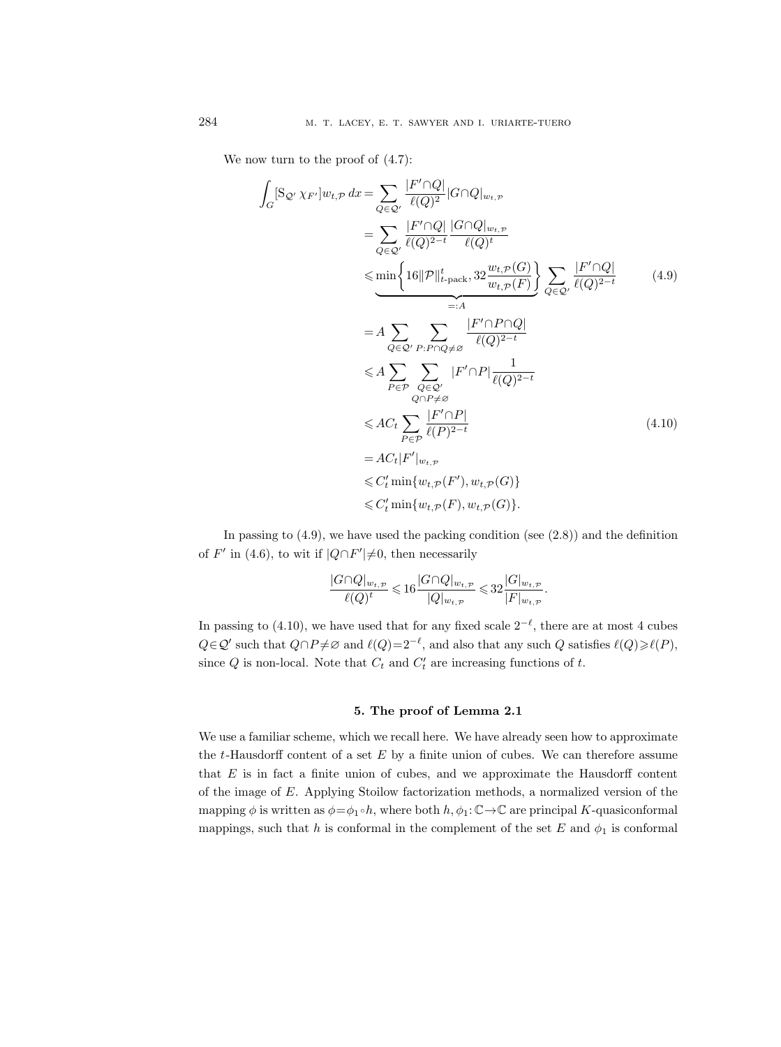We now turn to the proof of (4.7):

$$
\begin{aligned}
\int_G [\mathrm{S}_{\mathcal{Q}'}\,\chi_{F'}] w_{t,\mathcal{P}}\,dx &= \sum_{Q\in\mathcal{Q}'} \frac{|F'\cap Q|}{\ell(Q)^2}|G\cap Q|_{w_{t,\mathcal{P}}} \\
&= \sum_{Q\in\mathcal{Q}'} \frac{|F'\cap Q|}{\ell(Q)^{2-t}}\frac{|G\cap Q|_{w_{t,\mathcal{P}}}}{\ell(Q)^t} \\
&\leqslant \underbrace{\min\biggl\{16\|\mathcal{P}\|_{t\text{-pack}}^t, 32\frac{w_{t,\mathcal{P}}(G)}{w_{t,\mathcal{P}}(F)}\biggr\}}_{=:A} \sum_{Q\in\mathcal{Q}'} \frac{|F'\cap Q|}{\ell(Q)^{2-t}} \qquad (4.9)\\
&= A\sum_{Q\in\mathcal{Q}'}\sum_{P:P\cap Q\neq\varnothing} \frac{|F'\cap P\cap Q|}{\ell(Q)^{2-t}} \\
&\leqslant A\sum_{P\in\mathcal{P}}\sum_{\substack{Q\in\mathcal{Q}'\\ Q\cap P\neq\varnothing}} |F'\cap P|\frac{1}{\ell(Q)^{2-t}} \\
&\leqslant AC_t\sum_{P\in\mathcal{P}}\frac{|F'\cap P|}{\ell(P)^{2-t}} \qquad (4.10)\\
&= AC_t|F'|_{w_{t,\mathcal{P}}} \\
&\leqslant C_t'\min\{w_{t,\mathcal{P}}(F'), w_{t,\mathcal{P}}(G)\} \\
&\leqslant C_t'\min\{w_{t,\mathcal{P}}(F), w_{t,\mathcal{P}}(G)\}.
\end{aligned}
$$

In passing to (4.9), we have used the packing condition (see (2.8)) and the definition of $F'$ in (4.6), to wit if $|Q\cap F'|\neq 0$, then necessarily

$$
\frac{|G\cap Q|_{w_{t,\mathcal{P}}}}{\ell(Q)^t} \leqslant 16\frac{|G\cap Q|_{w_{t,\mathcal{P}}}}{|Q|_{w_{t,\mathcal{P}}}} \leqslant 32\frac{|G|_{w_{t,\mathcal{P}}}}{|F|_{w_{t,\mathcal{P}}}}.
$$

In passing to (4.10), we have used that for any fixed scale $2^{-\ell}$, there are at most 4 cubes $Q\in\mathcal{Q}'$ such that $Q\cap P\neq\varnothing$ and $\ell(Q)=2^{-\ell}$, and also that any such $Q$ satisfies $\ell(Q)\geqslant\ell(P)$, since $Q$ is non-local. Note that $C_t$ and $C_t'$ are increasing functions of $t$.

## 5. The proof of Lemma 2.1

We use a familiar scheme, which we recall here. We have already seen how to approximate the $t$-Hausdorff content of a set $E$ by a finite union of cubes. We can therefore assume that $E$ is in fact a finite union of cubes, and we approximate the Hausdorff content of the image of $E$. Applying Stoilow factorization methods, a normalized version of the mapping $\phi$ is written as $\phi=\phi_1\circ h$, where both $h,\phi_1\colon\mathbb{C}\to\mathbb{C}$ are principal $K$-quasiconformal mappings, such that $h$ is conformal in the complement of the set $E$ and $\phi_1$ is conformal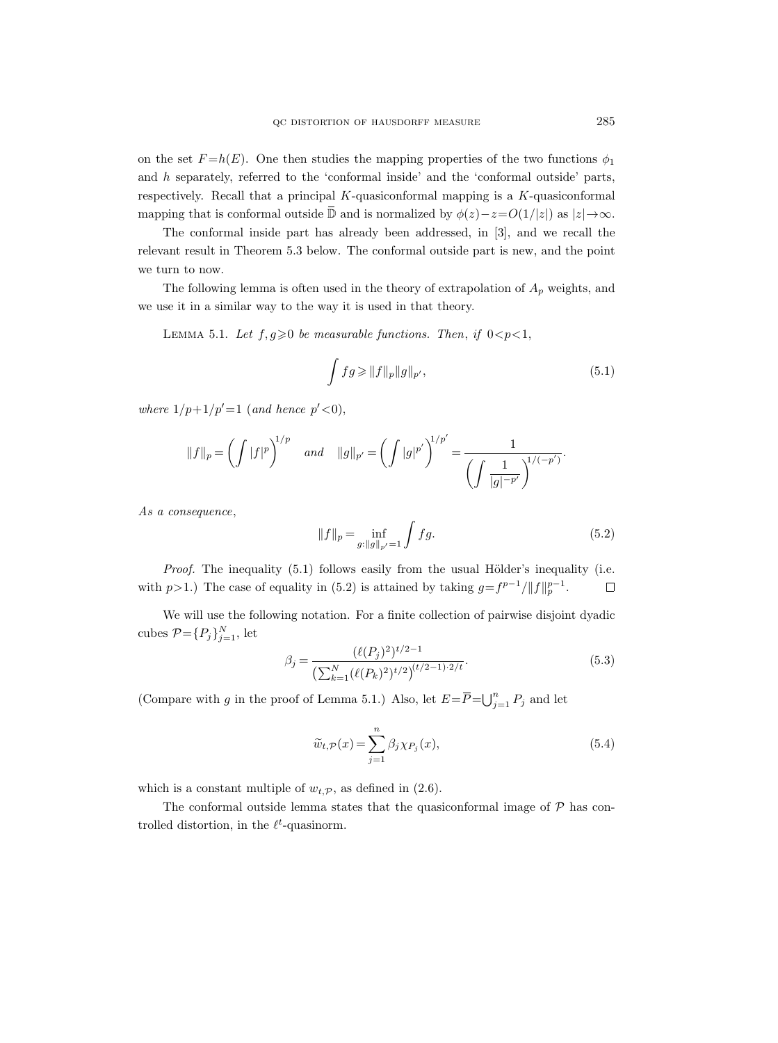on the set $F=h(E)$. One then studies the mapping properties of the two functions $\phi_1$ and $h$ separately, referred to the 'conformal inside' and the 'conformal outside' parts, respectively. Recall that a principal $K$-quasiconformal mapping is a $K$-quasiconformal mapping that is conformal outside $\overline{\mathbb{D}}$ and is normalized by $\phi(z)-z=O(1/|z|)$ as $|z|\to\infty$.

The conformal inside part has already been addressed, in [3], and we recall the relevant result in Theorem 5.3 below. The conformal outside part is new, and the point we turn to now.

The following lemma is often used in the theory of extrapolation of $A_p$ weights, and we use it in a similar way to the way it is used in that theory.

LEMMA 5.1. *Let $f,g\geqslant 0$ be measurable functions. Then, if $0<p<1$,*

$$\int fg \geqslant \|f\|_p \|g\|_{p'}, \tag{5.1}$$

*where $1/p+1/p'=1$ (and hence $p'<0$),*

$$\|f\|_p = \left(\int |f|^p\right)^{1/p} \quad \textit{and} \quad \|g\|_{p'} = \left(\int |g|^{p'}\right)^{1/p'} = \frac{1}{\left(\displaystyle\int \frac{1}{|g|^{-p'}}\right)^{1/(-p')}}.$$

*As a consequence,*

$$\|f\|_p = \inf_{g:\|g\|_{p'}=1} \int fg. \tag{5.2}$$

*Proof.* The inequality (5.1) follows easily from the usual Hölder's inequality (i.e. with $p>1$.) The case of equality in (5.2) is attained by taking $g=f^{p-1}/\|f\|_p^{p-1}$. $\square$

We will use the following notation. For a finite collection of pairwise disjoint dyadic cubes $\mathcal{P}=\{P_j\}_{j=1}^N$, let

$$\beta_j = \frac{(\ell(P_j)^2)^{t/2-1}}{\left(\sum_{k=1}^N (\ell(P_k)^2)^{t/2}\right)^{(t/2-1)\cdot 2/t}}. \tag{5.3}$$

(Compare with $g$ in the proof of Lemma 5.1.) Also, let $E=\overline{P}=\bigcup_{j=1}^n P_j$ and let

$$\widetilde{w}_{t,\mathcal{P}}(x) = \sum_{j=1}^n \beta_j \chi_{P_j}(x), \tag{5.4}$$

which is a constant multiple of $w_{t,\mathcal{P}}$, as defined in (2.6).

The conformal outside lemma states that the quasiconformal image of $\mathcal{P}$ has controlled distortion, in the $\ell^t$-quasinorm.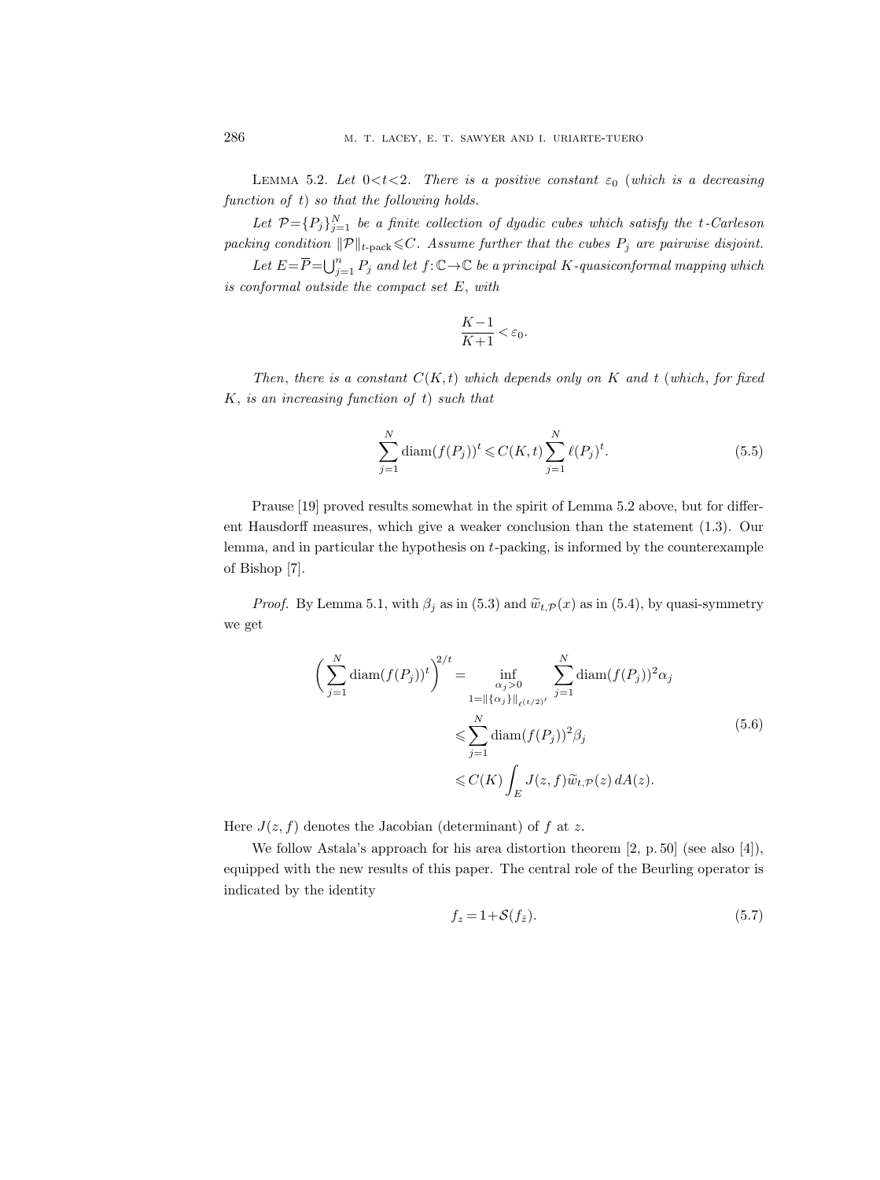**Lemma 5.2.** *Let $0<t<2$. There is a positive constant $\varepsilon_0$ (which is a decreasing function of $t$) so that the following holds.*

*Let $\mathcal{P}=\{P_j\}_{j=1}^N$ be a finite collection of dyadic cubes which satisfy the $t$-Carleson packing condition $\|\mathcal{P}\|_{t\text{-pack}}\leqslant C$. Assume further that the cubes $P_j$ are pairwise disjoint.*

*Let $E=\overline{P}=\bigcup_{j=1}^n P_j$ and let $f:\mathbb{C}\to\mathbb{C}$ be a principal $K$-quasiconformal mapping which is conformal outside the compact set $E$, with*

$$\frac{K-1}{K+1}<\varepsilon_0.$$

*Then, there is a constant $C(K,t)$ which depends only on $K$ and $t$ (which, for fixed $K$, is an increasing function of $t$) such that*

$$\sum_{j=1}^N \operatorname{diam}(f(P_j))^t \leqslant C(K,t)\sum_{j=1}^N \ell(P_j)^t. \tag{5.5}$$

Prause [19] proved results somewhat in the spirit of Lemma 5.2 above, but for different Hausdorff measures, which give a weaker conclusion than the statement (1.3). Our lemma, and in particular the hypothesis on $t$-packing, is informed by the counterexample of Bishop [7].

*Proof.* By Lemma 5.1, with $\beta_j$ as in (5.3) and $\widetilde{w}_{t,\mathcal{P}}(x)$ as in (5.4), by quasi-symmetry we get

$$\begin{aligned}
\biggl(\sum_{j=1}^N \operatorname{diam}(f(P_j))^t\biggr)^{2/t} &= \inf_{\substack{\alpha_j>0\\ 1=\|\{\alpha_j\}\|_{\ell^{(t/2)'}}}} \sum_{j=1}^N \operatorname{diam}(f(P_j))^2\alpha_j \\
&\leqslant \sum_{j=1}^N \operatorname{diam}(f(P_j))^2\beta_j \\
&\leqslant C(K)\int_E J(z,f)\widetilde{w}_{t,\mathcal{P}}(z)\,dA(z).
\end{aligned} \tag{5.6}$$

Here $J(z,f)$ denotes the Jacobian (determinant) of $f$ at $z$.

We follow Astala's approach for his area distortion theorem [2, p. 50] (see also [4]), equipped with the new results of this paper. The central role of the Beurling operator is indicated by the identity

$$f_z = 1+\mathcal{S}(f_{\bar z}). \tag{5.7}$$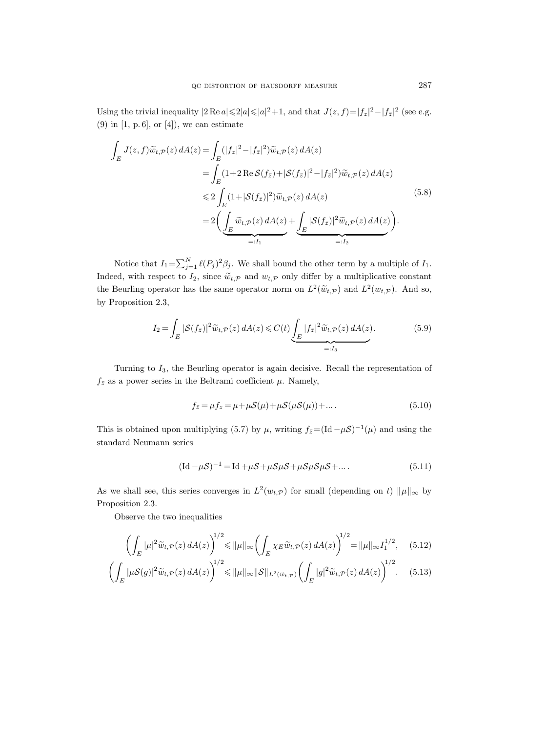Using the trivial inequality $|2\operatorname{Re} a| \leqslant 2|a| \leqslant |a|^2+1$, and that $J(z,f)=|f_z|^2-|f_{\bar z}|^2$ (see e.g. (9) in [1, p. 6], or [4]), we can estimate

$$
\begin{aligned}
\int_E J(z,f)\widetilde{w}_{t,\mathcal{P}}(z)\,dA(z) &= \int_E (|f_z|^2-|f_{\bar z}|^2)\widetilde{w}_{t,\mathcal{P}}(z)\,dA(z) \\
&= \int_E (1+2\operatorname{Re}\mathcal{S}(f_{\bar z})+|\mathcal{S}(f_{\bar z})|^2-|f_{\bar z}|^2)\widetilde{w}_{t,\mathcal{P}}(z)\,dA(z) \\
&\leqslant 2\int_E (1+|\mathcal{S}(f_{\bar z})|^2)\widetilde{w}_{t,\mathcal{P}}(z)\,dA(z) \\
&= 2\bigg(\underbrace{\int_E \widetilde{w}_{t,\mathcal{P}}(z)\,dA(z)}_{=:I_1}+\underbrace{\int_E |\mathcal{S}(f_{\bar z})|^2\widetilde{w}_{t,\mathcal{P}}(z)\,dA(z)}_{=:I_2}\bigg).
\end{aligned}
\tag{5.8}
$$

Notice that $I_1=\sum_{j=1}^N \ell(P_j)^2\beta_j$. We shall bound the other term by a multiple of $I_1$. Indeed, with respect to $I_2$, since $\widetilde{w}_{t,\mathcal{P}}$ and $w_{t,\mathcal{P}}$ only differ by a multiplicative constant the Beurling operator has the same operator norm on $L^2(\widetilde{w}_{t,\mathcal{P}})$ and $L^2(w_{t,\mathcal{P}})$. And so, by Proposition 2.3,

$$
I_2=\int_E |\mathcal{S}(f_{\bar z})|^2\widetilde{w}_{t,\mathcal{P}}(z)\,dA(z) \leqslant C(t)\underbrace{\int_E |f_{\bar z}|^2\widetilde{w}_{t,\mathcal{P}}(z)\,dA(z)}_{=:I_3}.
\tag{5.9}
$$

Turning to $I_3$, the Beurling operator is again decisive. Recall the representation of $f_{\bar z}$ as a power series in the Beltrami coefficient $\mu$. Namely,

$$
f_{\bar z}=\mu f_z=\mu+\mu\mathcal{S}(\mu)+\mu\mathcal{S}(\mu\mathcal{S}(\mu))+\dots.
\tag{5.10}
$$

This is obtained upon multiplying (5.7) by $\mu$, writing $f_{\bar z}=(\operatorname{Id}-\mu\mathcal{S})^{-1}(\mu)$ and using the standard Neumann series

$$
(\operatorname{Id}-\mu\mathcal{S})^{-1}=\operatorname{Id}+\mu\mathcal{S}+\mu\mathcal{S}\mu\mathcal{S}+\mu\mathcal{S}\mu\mathcal{S}\mu\mathcal{S}+\dots.
\tag{5.11}
$$

As we shall see, this series converges in $L^2(w_{t,\mathcal{P}})$ for small (depending on $t$) $\|\mu\|_\infty$ by Proposition 2.3.

Observe the two inequalities

$$
\bigg(\int_E |\mu|^2\widetilde{w}_{t,\mathcal{P}}(z)\,dA(z)\bigg)^{1/2} \leqslant \|\mu\|_\infty\bigg(\int_E \chi_E\widetilde{w}_{t,\mathcal{P}}(z)\,dA(z)\bigg)^{1/2}=\|\mu\|_\infty I_1^{1/2},
\tag{5.12}
$$

$$
\bigg(\int_E |\mu\mathcal{S}(g)|^2\widetilde{w}_{t,\mathcal{P}}(z)\,dA(z)\bigg)^{1/2} \leqslant \|\mu\|_\infty\|\mathcal{S}\|_{L^2(\widetilde{w}_{t,\mathcal{P}})}\bigg(\int_E |g|^2\widetilde{w}_{t,\mathcal{P}}(z)\,dA(z)\bigg)^{1/2}.
\tag{5.13}
$$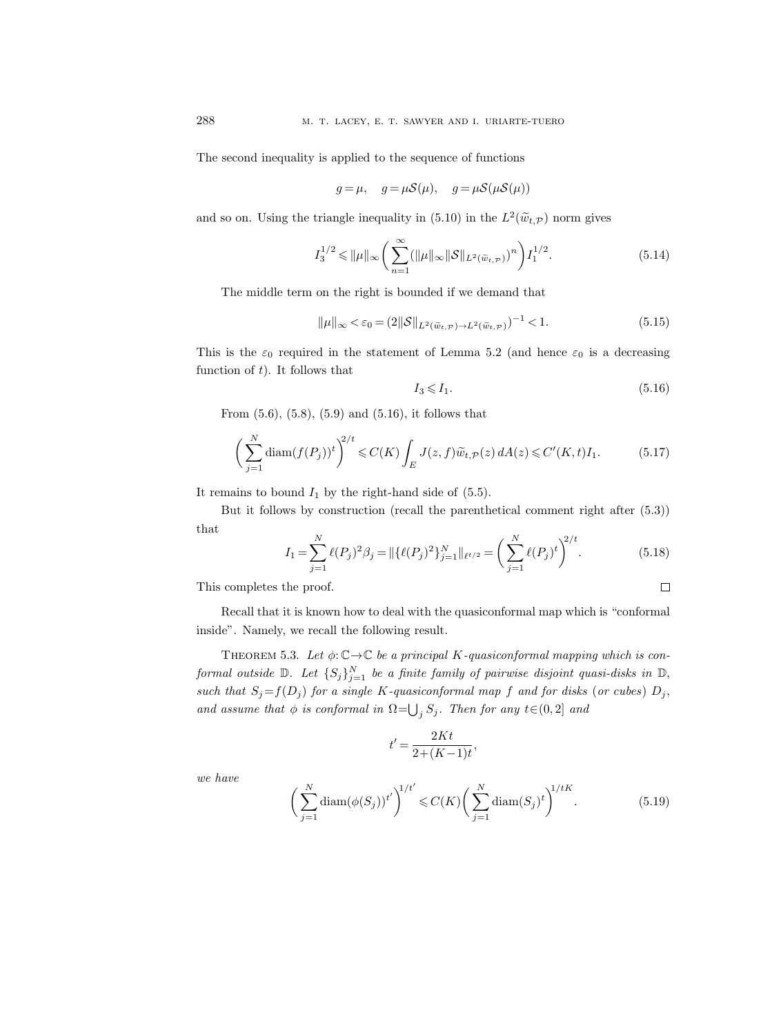The second inequality is applied to the sequence of functions

$$g = \mu, \quad g = \mu \mathcal{S}(\mu), \quad g = \mu \mathcal{S}(\mu \mathcal{S}(\mu))$$

and so on. Using the triangle inequality in (5.10) in the $L^2(\widetilde{w}_{t,\mathcal{P}})$ norm gives

$$I_3^{1/2} \leqslant \|\mu\|_\infty \left( \sum_{n=1}^{\infty} (\|\mu\|_\infty \|\mathcal{S}\|_{L^2(\widetilde{w}_{t,\mathcal{P}})})^n \right) I_1^{1/2}. \tag{5.14}$$

The middle term on the right is bounded if we demand that

$$\|\mu\|_\infty < \varepsilon_0 = (2\|\mathcal{S}\|_{L^2(\widetilde{w}_{t,\mathcal{P}}) \to L^2(\widetilde{w}_{t,\mathcal{P}})})^{-1} < 1. \tag{5.15}$$

This is the $\varepsilon_0$ required in the statement of Lemma 5.2 (and hence $\varepsilon_0$ is a decreasing function of $t$). It follows that

$$I_3 \leqslant I_1. \tag{5.16}$$

From (5.6), (5.8), (5.9) and (5.16), it follows that

$$\left( \sum_{j=1}^{N} \operatorname{diam}(f(P_j))^t \right)^{2/t} \leqslant C(K) \int_E J(z,f) \widetilde{w}_{t,\mathcal{P}}(z)\, dA(z) \leqslant C'(K,t) I_1. \tag{5.17}$$

It remains to bound $I_1$ by the right-hand side of (5.5).

But it follows by construction (recall the parenthetical comment right after (5.3)) that

$$I_1 = \sum_{j=1}^{N} \ell(P_j)^2 \beta_j = \|\{\ell(P_j)^2\}_{j=1}^N\|_{\ell^{t/2}} = \left( \sum_{j=1}^{N} \ell(P_j)^t \right)^{2/t}. \tag{5.18}$$

This completes the proof. $\square$

Recall that it is known how to deal with the quasiconformal map which is "conformal inside". Namely, we recall the following result.

**Theorem 5.3.** *Let $\phi: \mathbb{C} \to \mathbb{C}$ be a principal $K$-quasiconformal mapping which is conformal outside $\mathbb{D}$. Let $\{S_j\}_{j=1}^N$ be a finite family of pairwise disjoint quasi-disks in $\mathbb{D}$, such that $S_j = f(D_j)$ for a single $K$-quasiconformal map $f$ and for disks (or cubes) $D_j$, and assume that $\phi$ is conformal in $\Omega = \bigcup_j S_j$. Then for any $t \in (0,2]$ and*

$$t' = \frac{2Kt}{2+(K-1)t},$$

*we have*

$$\left( \sum_{j=1}^{N} \operatorname{diam}(\phi(S_j))^{t'} \right)^{1/t'} \leqslant C(K) \left( \sum_{j=1}^{N} \operatorname{diam}(S_j)^t \right)^{1/tK}. \tag{5.19}$$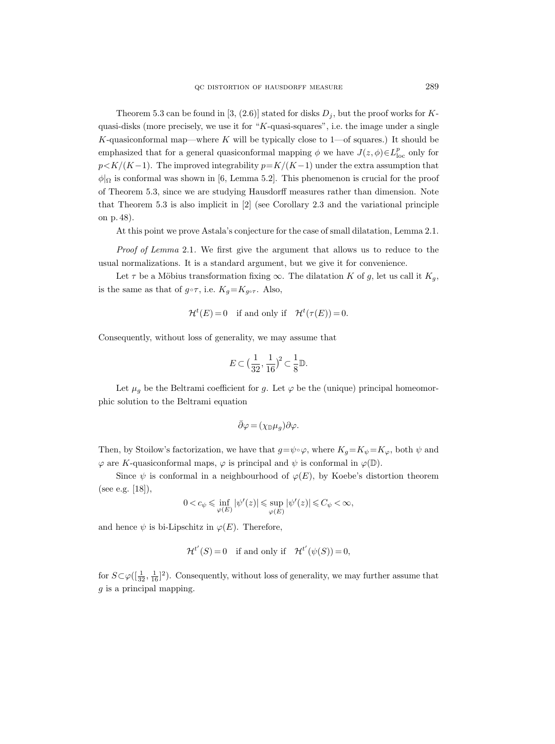Theorem 5.3 can be found in [3, (2.6)] stated for disks $D_j$, but the proof works for $K$-quasi-disks (more precisely, we use it for "$K$-quasi-squares", i.e. the image under a single $K$-quasiconformal map—where $K$ will be typically close to 1—of squares.) It should be emphasized that for a general quasiconformal mapping $\phi$ we have $J(z,\phi)\in L^p_{\text{loc}}$ only for $p<K/(K-1)$. The improved integrability $p=K/(K-1)$ under the extra assumption that $\phi|_\Omega$ is conformal was shown in [6, Lemma 5.2]. This phenomenon is crucial for the proof of Theorem 5.3, since we are studying Hausdorff measures rather than dimension. Note that Theorem 5.3 is also implicit in [2] (see Corollary 2.3 and the variational principle on p. 48).

At this point we prove Astala's conjecture for the case of small dilatation, Lemma 2.1.

*Proof of Lemma* 2.1. We first give the argument that allows us to reduce to the usual normalizations. It is a standard argument, but we give it for convenience.

Let $\tau$ be a Möbius transformation fixing $\infty$. The dilatation $K$ of $g$, let us call it $K_g$, is the same as that of $g\circ\tau$, i.e. $K_g=K_{g\circ\tau}$. Also,

$$\mathcal{H}^t(E)=0 \quad \text{if and only if} \quad \mathcal{H}^t(\tau(E))=0.$$

Consequently, without loss of generality, we may assume that

$$E\subset\left(\frac{1}{32},\frac{1}{16}\right)^2\subset\frac{1}{8}\mathbb{D}.$$

Let $\mu_g$ be the Beltrami coefficient for $g$. Let $\varphi$ be the (unique) principal homeomorphic solution to the Beltrami equation

$$\bar\partial\varphi=(\chi_{\mathbb{D}}\mu_g)\partial\varphi.$$

Then, by Stoilow's factorization, we have that $g=\psi\circ\varphi$, where $K_g=K_\psi=K_\varphi$, both $\psi$ and $\varphi$ are $K$-quasiconformal maps, $\varphi$ is principal and $\psi$ is conformal in $\varphi(\mathbb{D})$.

Since $\psi$ is conformal in a neighbourhood of $\varphi(E)$, by Koebe's distortion theorem (see e.g. [18]),

$$0<c_\psi\leqslant\inf_{\varphi(E)}|\psi'(z)|\leqslant\sup_{\varphi(E)}|\psi'(z)|\leqslant C_\psi<\infty,$$

and hence $\psi$ is bi-Lipschitz in $\varphi(E)$. Therefore,

$$\mathcal{H}^{t'}(S)=0 \quad \text{if and only if} \quad \mathcal{H}^{t'}(\psi(S))=0,$$

for $S\subset\varphi([\frac{1}{32},\frac{1}{16}]^2)$. Consequently, without loss of generality, we may further assume that $g$ is a principal mapping.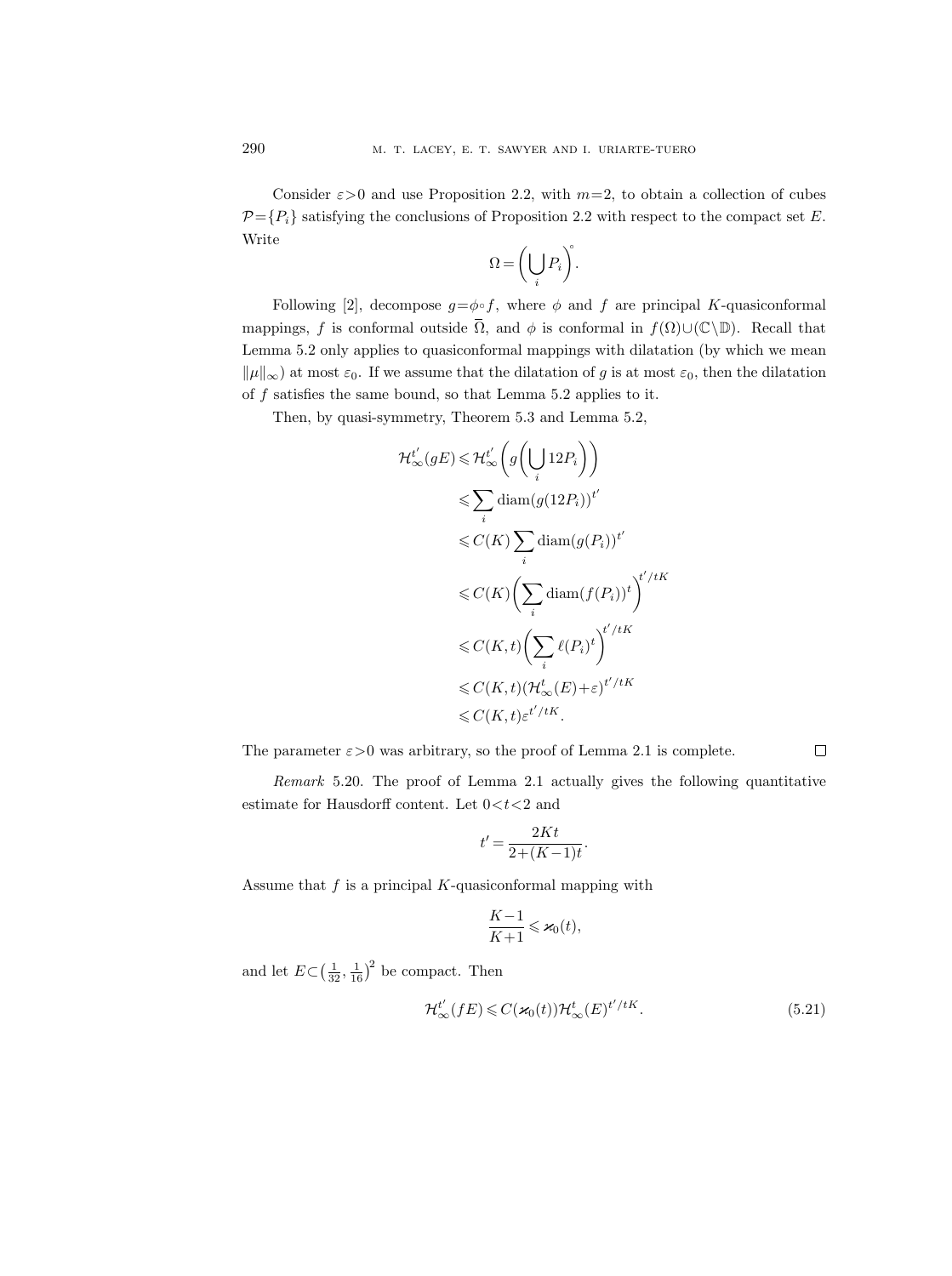Consider $\varepsilon>0$ and use Proposition 2.2, with $m=2$, to obtain a collection of cubes $\mathcal{P}=\{P_i\}$ satisfying the conclusions of Proposition 2.2 with respect to the compact set $E$. Write

$$\Omega=\biggl(\bigcup_i P_i\biggr)^{\circ}.$$

Following [2], decompose $g=\phi\circ f$, where $\phi$ and $f$ are principal $K$-quasiconformal mappings, $f$ is conformal outside $\overline{\Omega}$, and $\phi$ is conformal in $f(\Omega)\cup(\mathbb{C}\setminus\mathbb{D})$. Recall that Lemma 5.2 only applies to quasiconformal mappings with dilatation (by which we mean $\|\mu\|_\infty$) at most $\varepsilon_0$. If we assume that the dilatation of $g$ is at most $\varepsilon_0$, then the dilatation of $f$ satisfies the same bound, so that Lemma 5.2 applies to it.

Then, by quasi-symmetry, Theorem 5.3 and Lemma 5.2,

$$\begin{aligned}
\mathcal{H}^{t'}_\infty(gE) &\leqslant \mathcal{H}^{t'}_\infty\biggl(g\biggl(\bigcup_i 12P_i\biggr)\biggr)\\
&\leqslant \sum_i \operatorname{diam}(g(12P_i))^{t'}\\
&\leqslant C(K)\sum_i \operatorname{diam}(g(P_i))^{t'}\\
&\leqslant C(K)\biggl(\sum_i \operatorname{diam}(f(P_i))^{t}\biggr)^{t'/tK}\\
&\leqslant C(K,t)\biggl(\sum_i \ell(P_i)^{t}\biggr)^{t'/tK}\\
&\leqslant C(K,t)(\mathcal{H}^t_\infty(E)+\varepsilon)^{t'/tK}\\
&\leqslant C(K,t)\varepsilon^{t'/tK}.
\end{aligned}$$

The parameter $\varepsilon>0$ was arbitrary, so the proof of Lemma 2.1 is complete. $\square$

*Remark* 5.20. The proof of Lemma 2.1 actually gives the following quantitative estimate for Hausdorff content. Let $0<t<2$ and

$$t'=\frac{2Kt}{2+(K-1)t}.$$

Assume that $f$ is a principal $K$-quasiconformal mapping with

$$\frac{K-1}{K+1}\leqslant \varkappa_0(t),$$

and let $E\subset\bigl(\frac{1}{32},\frac{1}{16}\bigr)^2$ be compact. Then

$$\mathcal{H}^{t'}_\infty(fE)\leqslant C(\varkappa_0(t))\mathcal{H}^t_\infty(E)^{t'/tK}. \tag{5.21}$$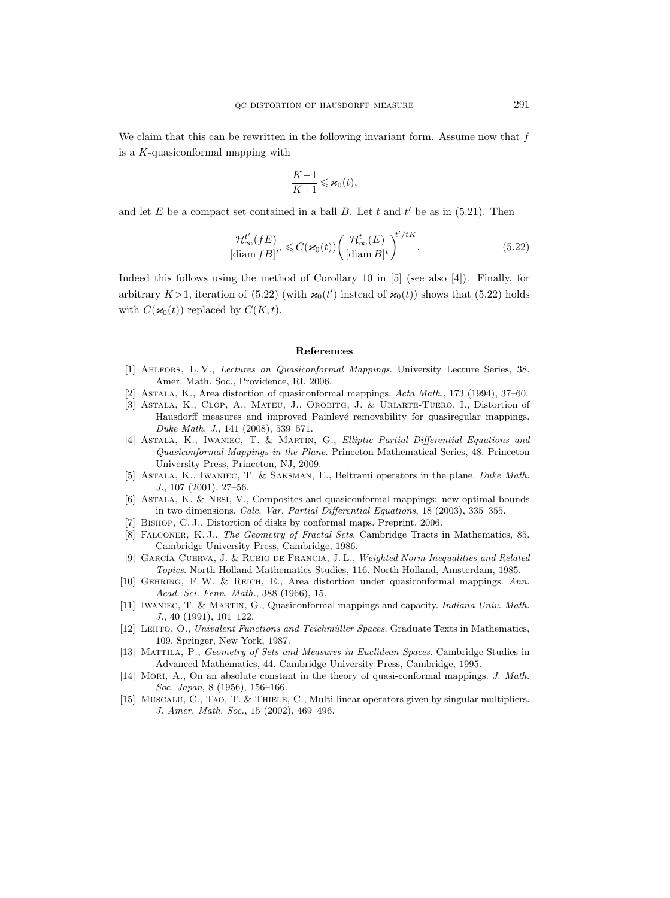We claim that this can be rewritten in the following invariant form. Assume now that $f$ is a $K$-quasiconformal mapping with

$$\frac{K-1}{K+1} \leqslant \varkappa_0(t),$$

and let $E$ be a compact set contained in a ball $B$. Let $t$ and $t'$ be as in (5.21). Then

$$\frac{\mathcal{H}^{t'}_\infty(fE)}{[\operatorname{diam} fB]^{t'}} \leqslant C(\varkappa_0(t)) \left( \frac{\mathcal{H}^{t}_\infty(E)}{[\operatorname{diam} B]^{t}} \right)^{t'/tK}. \tag{5.22}$$

Indeed this follows using the method of Corollary 10 in [5] (see also [4]). Finally, for arbitrary $K>1$, iteration of (5.22) (with $\varkappa_0(t')$ instead of $\varkappa_0(t)$) shows that (5.22) holds with $C(\varkappa_0(t))$ replaced by $C(K,t)$.

## References

[1] Ahlfors, L. V., *Lectures on Quasiconformal Mappings*. University Lecture Series, 38. Amer. Math. Soc., Providence, RI, 2006.

[2] Astala, K., Area distortion of quasiconformal mappings. *Acta Math.*, 173 (1994), 37–60.

[3] Astala, K., Clop, A., Mateu, J., Orobitg, J. & Uriarte-Tuero, I., Distortion of Hausdorff measures and improved Painlevé removability for quasiregular mappings. *Duke Math. J.*, 141 (2008), 539–571.

[4] Astala, K., Iwaniec, T. & Martin, G., *Elliptic Partial Differential Equations and Quasiconformal Mappings in the Plane*. Princeton Mathematical Series, 48. Princeton University Press, Princeton, NJ, 2009.

[5] Astala, K., Iwaniec, T. & Saksman, E., Beltrami operators in the plane. *Duke Math. J.*, 107 (2001), 27–56.

[6] Astala, K. & Nesi, V., Composites and quasiconformal mappings: new optimal bounds in two dimensions. *Calc. Var. Partial Differential Equations*, 18 (2003), 335–355.

[7] Bishop, C. J., Distortion of disks by conformal maps. Preprint, 2006.

[8] Falconer, K. J., *The Geometry of Fractal Sets*. Cambridge Tracts in Mathematics, 85. Cambridge University Press, Cambridge, 1986.

[9] García-Cuerva, J. & Rubio de Francia, J. L., *Weighted Norm Inequalities and Related Topics*. North-Holland Mathematics Studies, 116. North-Holland, Amsterdam, 1985.

[10] Gehring, F. W. & Reich, E., Area distortion under quasiconformal mappings. *Ann. Acad. Sci. Fenn. Math.*, 388 (1966), 15.

[11] Iwaniec, T. & Martin, G., Quasiconformal mappings and capacity. *Indiana Univ. Math. J.*, 40 (1991), 101–122.

[12] Lehto, O., *Univalent Functions and Teichmüller Spaces*. Graduate Texts in Mathematics, 109. Springer, New York, 1987.

[13] Mattila, P., *Geometry of Sets and Measures in Euclidean Spaces*. Cambridge Studies in Advanced Mathematics, 44. Cambridge University Press, Cambridge, 1995.

[14] Mori, A., On an absolute constant in the theory of quasi-conformal mappings. *J. Math. Soc. Japan*, 8 (1956), 156–166.

[15] Muscalu, C., Tao, T. & Thiele, C., Multi-linear operators given by singular multipliers. *J. Amer. Math. Soc.*, 15 (2002), 469–496.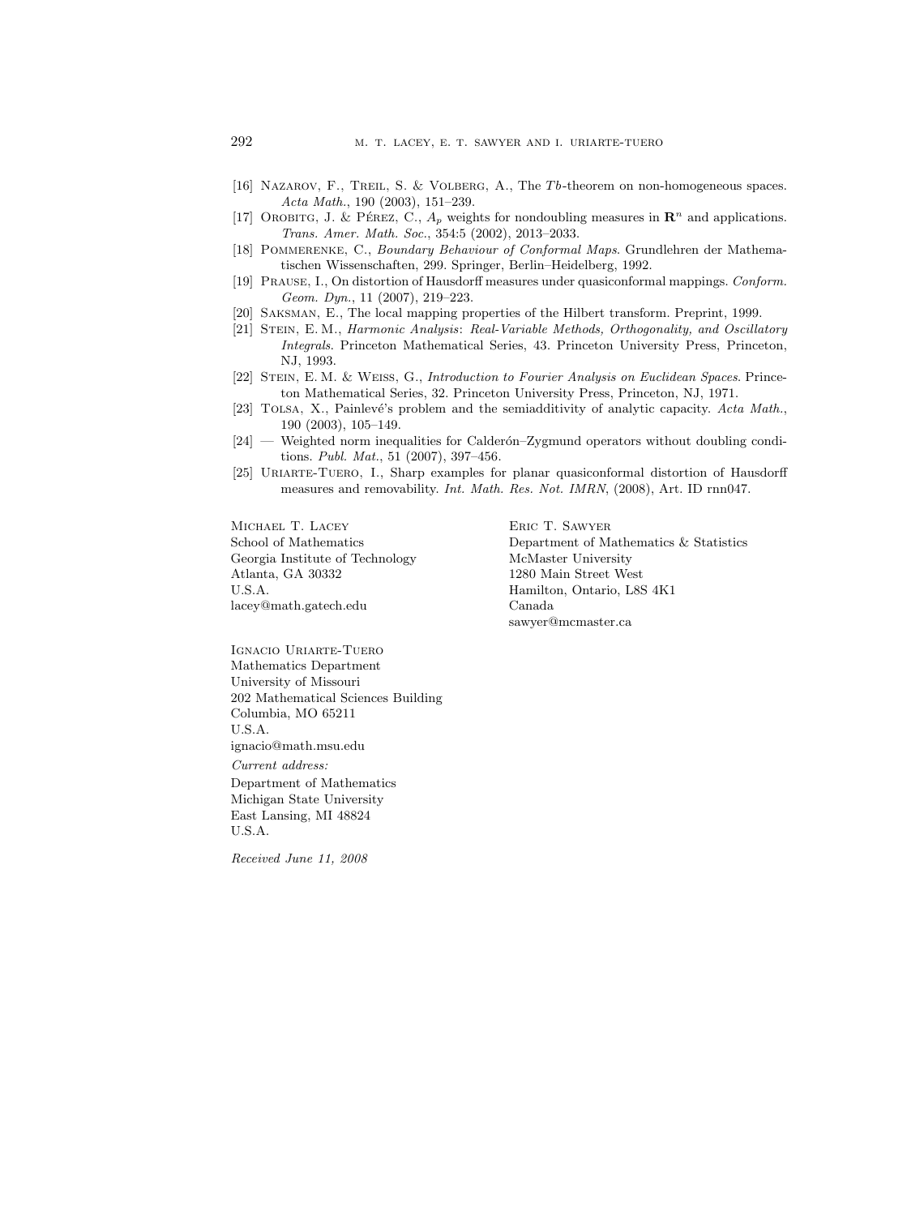[16] Nazarov, F., Treil, S. & Volberg, A., The $Tb$-theorem on non-homogeneous spaces. *Acta Math.*, 190 (2003), 151–239.

[17] Orobitg, J. & Pérez, C., $A_p$ weights for nondoubling measures in $\mathbf{R}^n$ and applications. *Trans. Amer. Math. Soc.*, 354:5 (2002), 2013–2033.

[18] Pommerenke, C., *Boundary Behaviour of Conformal Maps*. Grundlehren der Mathematischen Wissenschaften, 299. Springer, Berlin–Heidelberg, 1992.

[19] Prause, I., On distortion of Hausdorff measures under quasiconformal mappings. *Conform. Geom. Dyn.*, 11 (2007), 219–223.

[20] Saksman, E., The local mapping properties of the Hilbert transform. Preprint, 1999.

[21] Stein, E. M., *Harmonic Analysis: Real-Variable Methods, Orthogonality, and Oscillatory Integrals*. Princeton Mathematical Series, 43. Princeton University Press, Princeton, NJ, 1993.

[22] Stein, E. M. & Weiss, G., *Introduction to Fourier Analysis on Euclidean Spaces*. Princeton Mathematical Series, 32. Princeton University Press, Princeton, NJ, 1971.

[23] Tolsa, X., Painlevé's problem and the semiadditivity of analytic capacity. *Acta Math.*, 190 (2003), 105–149.

[24] — Weighted norm inequalities for Calderón–Zygmund operators without doubling conditions. *Publ. Mat.*, 51 (2007), 397–456.

[25] Uriarte-Tuero, I., Sharp examples for planar quasiconformal distortion of Hausdorff measures and removability. *Int. Math. Res. Not. IMRN*, (2008), Art. ID rnn047.

Michael T. Lacey
School of Mathematics
Georgia Institute of Technology
Atlanta, GA 30332
U.S.A.
lacey@math.gatech.edu

Eric T. Sawyer
Department of Mathematics & Statistics
McMaster University
1280 Main Street West
Hamilton, Ontario, L8S 4K1
Canada
sawyer@mcmaster.ca

Ignacio Uriarte-Tuero
Mathematics Department
University of Missouri
202 Mathematical Sciences Building
Columbia, MO 65211
U.S.A.
ignacio@math.msu.edu

*Current address:*
Department of Mathematics
Michigan State University
East Lansing, MI 48824
U.S.A.

*Received June 11, 2008*